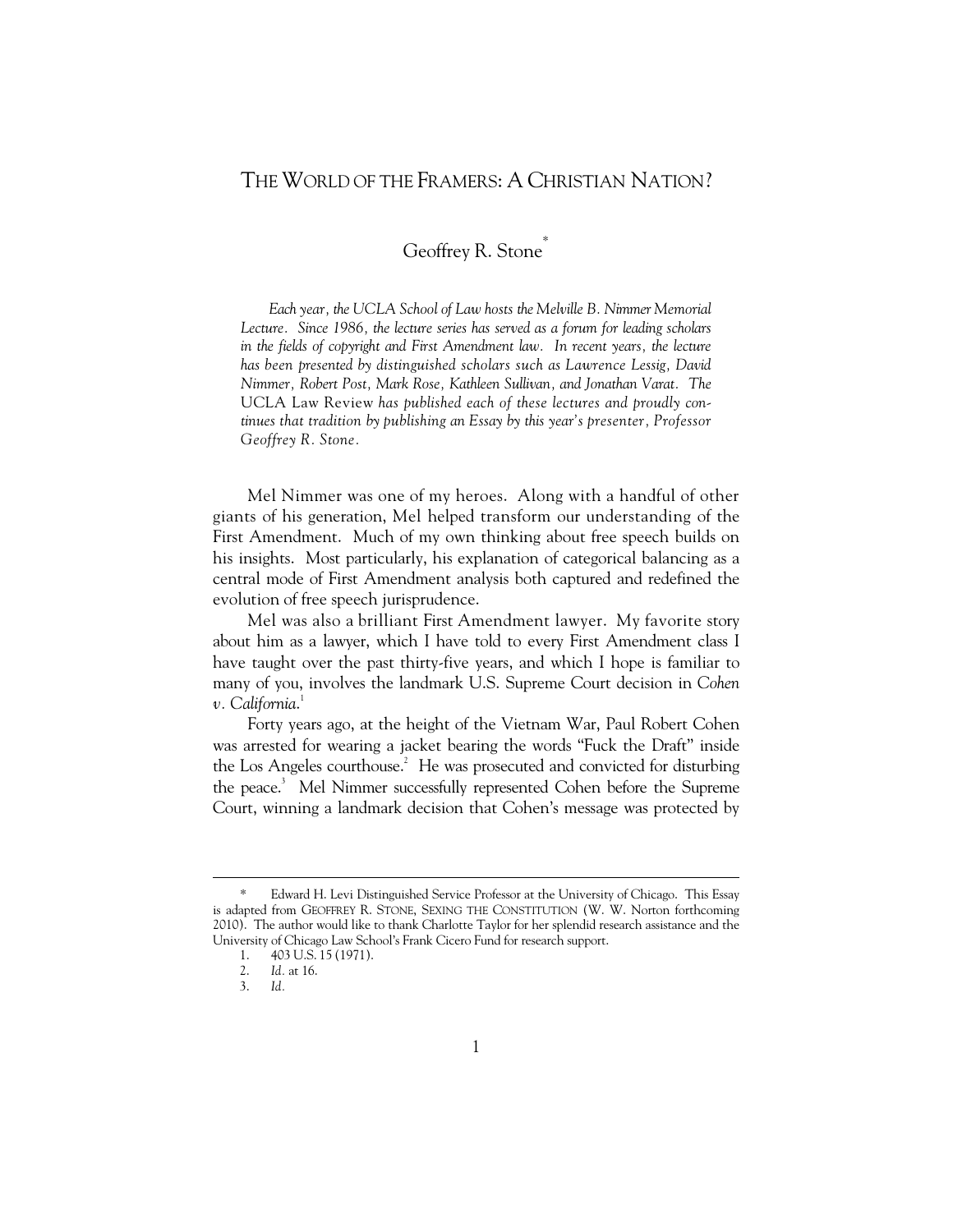# THE WORLD OF THE FRAMERS: A CHRISTIAN NATION?

Geoffrey R. Stone[*]

*Each year, the UCLA School of Law hosts the Melville B. Nimmer Memorial Lecture. Since 1986, the lecture series has served as a forum for leading scholars in the fields of copyright and First Amendment law. In recent years, the lecture has been presented by distinguished scholars such as Lawrence Lessig, David Nimmer, Robert Post, Mark Rose, Kathleen Sullivan, and Jonathan Varat. The* UCLA Law Review *has published each of these lectures and proudly continues that tradition by publishing an Essay by this year's presenter, Professor Geoffrey R. Stone.*

Mel Nimmer was one of my heroes. Along with a handful of other giants of his generation, Mel helped transform our understanding of the First Amendment. Much of my own thinking about free speech builds on his insights. Most particularly, his explanation of categorical balancing as a central mode of First Amendment analysis both captured and redefined the evolution of free speech jurisprudence.

Mel was also a brilliant First Amendment lawyer. My favorite story about him as a lawyer, which I have told to every First Amendment class I have taught over the past thirty-five years, and which I hope is familiar to many of you, involves the landmark U.S. Supreme Court decision in *Cohen v. California*.[1]

Forty years ago, at the height of the Vietnam War, Paul Robert Cohen was arrested for wearing a jacket bearing the words "Fuck the Draft" inside the Los Angeles courthouse.[2] He was prosecuted and convicted for disturbing the peace.[3] Mel Nimmer successfully represented Cohen before the Supreme Court, winning a landmark decision that Cohen's message was protected by

---

[*] Edward H. Levi Distinguished Service Professor at the University of Chicago. This Essay is adapted from GEOFFREY R. STONE, SEXING THE CONSTITUTION (W. W. Norton forthcoming 2010). The author would like to thank Charlotte Taylor for her splendid research assistance and the University of Chicago Law School's Frank Cicero Fund for research support.

1. 403 U.S. 15 (1971).
2. *Id.* at 16.
3. *Id.*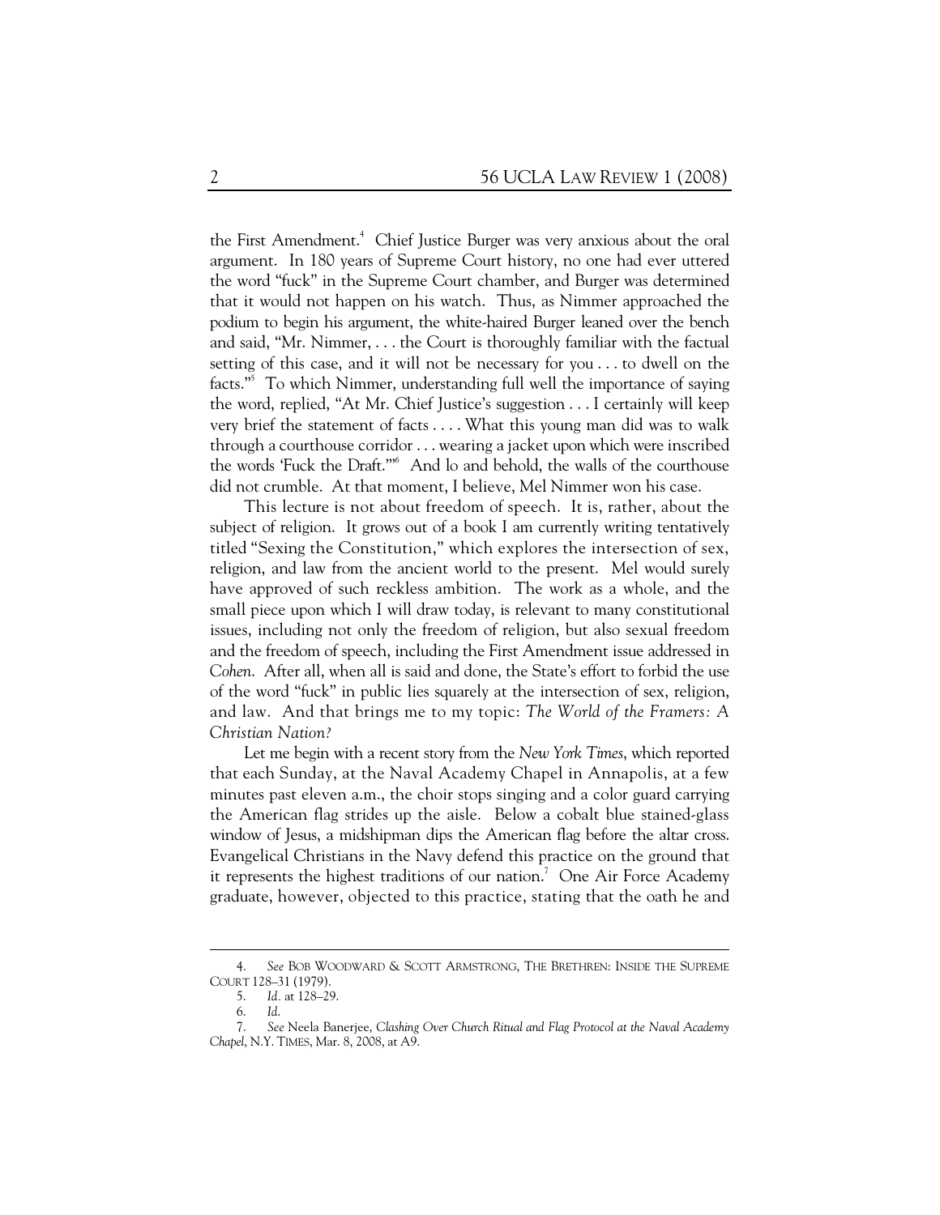the First Amendment.[4] Chief Justice Burger was very anxious about the oral argument. In 180 years of Supreme Court history, no one had ever uttered the word "fuck" in the Supreme Court chamber, and Burger was determined that it would not happen on his watch. Thus, as Nimmer approached the podium to begin his argument, the white-haired Burger leaned over the bench and said, "Mr. Nimmer, . . . the Court is thoroughly familiar with the factual setting of this case, and it will not be necessary for you . . . to dwell on the facts."[5] To which Nimmer, understanding full well the importance of saying the word, replied, "At Mr. Chief Justice's suggestion . . . I certainly will keep very brief the statement of facts . . . . What this young man did was to walk through a courthouse corridor . . . wearing a jacket upon which were inscribed the words 'Fuck the Draft.'"[6] And lo and behold, the walls of the courthouse did not crumble. At that moment, I believe, Mel Nimmer won his case.

This lecture is not about freedom of speech. It is, rather, about the subject of religion. It grows out of a book I am currently writing tentatively titled "Sexing the Constitution," which explores the intersection of sex, religion, and law from the ancient world to the present. Mel would surely have approved of such reckless ambition. The work as a whole, and the small piece upon which I will draw today, is relevant to many constitutional issues, including not only the freedom of religion, but also sexual freedom and the freedom of speech, including the First Amendment issue addressed in *Cohen*. After all, when all is said and done, the State's effort to forbid the use of the word "fuck" in public lies squarely at the intersection of sex, religion, and law. And that brings me to my topic: *The World of the Framers: A Christian Nation?*

Let me begin with a recent story from the *New York Times*, which reported that each Sunday, at the Naval Academy Chapel in Annapolis, at a few minutes past eleven a.m., the choir stops singing and a color guard carrying the American flag strides up the aisle. Below a cobalt blue stained-glass window of Jesus, a midshipman dips the American flag before the altar cross. Evangelical Christians in the Navy defend this practice on the ground that it represents the highest traditions of our nation.[7] One Air Force Academy graduate, however, objected to this practice, stating that the oath he and

---

4. *See* BOB WOODWARD & SCOTT ARMSTRONG, THE BRETHREN: INSIDE THE SUPREME COURT 128–31 (1979).

5. *Id.* at 128–29.

6. *Id.*

7. *See* Neela Banerjee, *Clashing Over Church Ritual and Flag Protocol at the Naval Academy Chapel*, N.Y. TIMES, Mar. 8, 2008, at A9.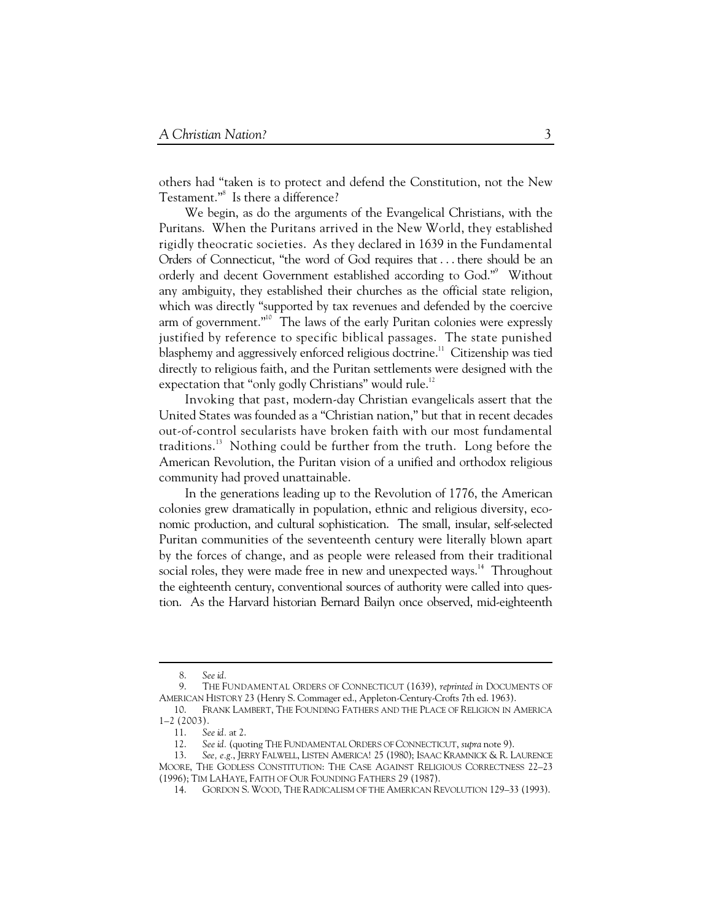others had "taken is to protect and defend the Constitution, not the New Testament."[8] Is there a difference?

We begin, as do the arguments of the Evangelical Christians, with the Puritans. When the Puritans arrived in the New World, they established rigidly theocratic societies. As they declared in 1639 in the Fundamental Orders of Connecticut, "the word of God requires that . . . there should be an orderly and decent Government established according to God."[9] Without any ambiguity, they established their churches as the official state religion, which was directly "supported by tax revenues and defended by the coercive arm of government."[10] The laws of the early Puritan colonies were expressly justified by reference to specific biblical passages. The state punished blasphemy and aggressively enforced religious doctrine.[11] Citizenship was tied directly to religious faith, and the Puritan settlements were designed with the expectation that "only godly Christians" would rule.[12]

Invoking that past, modern-day Christian evangelicals assert that the United States was founded as a "Christian nation," but that in recent decades out-of-control secularists have broken faith with our most fundamental traditions.[13] Nothing could be further from the truth. Long before the American Revolution, the Puritan vision of a unified and orthodox religious community had proved unattainable.

In the generations leading up to the Revolution of 1776, the American colonies grew dramatically in population, ethnic and religious diversity, economic production, and cultural sophistication. The small, insular, self-selected Puritan communities of the seventeenth century were literally blown apart by the forces of change, and as people were released from their traditional social roles, they were made free in new and unexpected ways.[14] Throughout the eighteenth century, conventional sources of authority were called into question. As the Harvard historian Bernard Bailyn once observed, mid-eighteenth

---

8. *See id.*

9. THE FUNDAMENTAL ORDERS OF CONNECTICUT (1639), *reprinted in* DOCUMENTS OF AMERICAN HISTORY 23 (Henry S. Commager ed., Appleton-Century-Crofts 7th ed. 1963).

10. FRANK LAMBERT, THE FOUNDING FATHERS AND THE PLACE OF RELIGION IN AMERICA 1–2 (2003).

11. *See id.* at 2.

12. *See id.* (quoting THE FUNDAMENTAL ORDERS OF CONNECTICUT, *supra* note 9).

13. *See, e.g.*, JERRY FALWELL, LISTEN AMERICA! 25 (1980); ISAAC KRAMNICK & R. LAURENCE MOORE, THE GODLESS CONSTITUTION: THE CASE AGAINST RELIGIOUS CORRECTNESS 22–23 (1996); TIM LAHAYE, FAITH OF OUR FOUNDING FATHERS 29 (1987).

14. GORDON S. WOOD, THE RADICALISM OF THE AMERICAN REVOLUTION 129–33 (1993).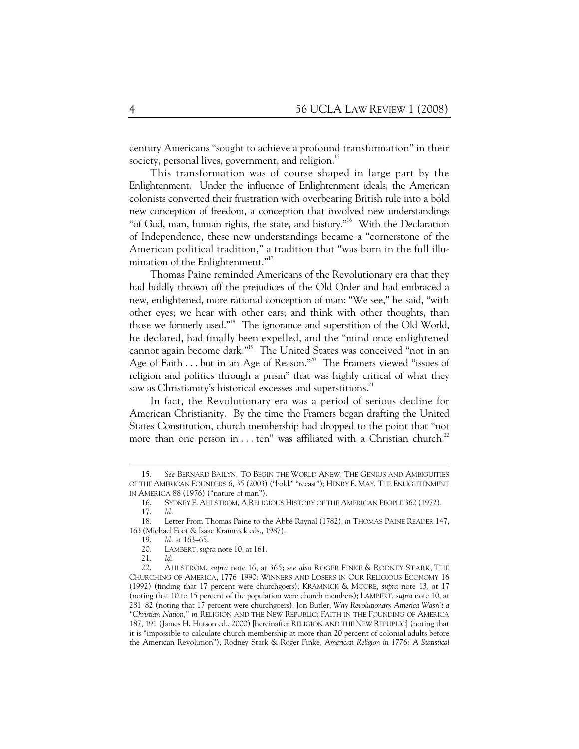century Americans "sought to achieve a profound transformation" in their society, personal lives, government, and religion.[15]

This transformation was of course shaped in large part by the Enlightenment. Under the influence of Enlightenment ideals, the American colonists converted their frustration with overbearing British rule into a bold new conception of freedom, a conception that involved new understandings "of God, man, human rights, the state, and history."[16] With the Declaration of Independence, these new understandings became a "cornerstone of the American political tradition," a tradition that "was born in the full illumination of the Enlightenment."[17]

Thomas Paine reminded Americans of the Revolutionary era that they had boldly thrown off the prejudices of the Old Order and had embraced a new, enlightened, more rational conception of man: "We see," he said, "with other eyes; we hear with other ears; and think with other thoughts, than those we formerly used."[18] The ignorance and superstition of the Old World, he declared, had finally been expelled, and the "mind once enlightened cannot again become dark."[19] The United States was conceived "not in an Age of Faith . . . but in an Age of Reason."[20] The Framers viewed "issues of religion and politics through a prism" that was highly critical of what they saw as Christianity's historical excesses and superstitions.[21]

In fact, the Revolutionary era was a period of serious decline for American Christianity. By the time the Framers began drafting the United States Constitution, church membership had dropped to the point that "not more than one person in . . . ten" was affiliated with a Christian church.[22]

---

15. *See* BERNARD BAILYN, TO BEGIN THE WORLD ANEW: THE GENIUS AND AMBIGUITIES OF THE AMERICAN FOUNDERS 6, 35 (2003) ("bold," "recast"); HENRY F. MAY, THE ENLIGHTENMENT IN AMERICA 88 (1976) ("nature of man").

16. SYDNEY E. AHLSTROM, A RELIGIOUS HISTORY OF THE AMERICAN PEOPLE 362 (1972).

17. *Id.*

18. Letter From Thomas Paine to the Abbé Raynal (1782), *in* THOMAS PAINE READER 147, 163 (Michael Foot & Isaac Kramnick eds., 1987).

19. *Id.* at 163–65.

20. LAMBERT, *supra* note 10, at 161.

21. *Id.*

22. AHLSTROM, *supra* note 16, at 365; *see also* ROGER FINKE & RODNEY STARK, THE CHURCHING OF AMERICA, 1776–1990: WINNERS AND LOSERS IN OUR RELIGIOUS ECONOMY 16 (1992) (finding that 17 percent were churchgoers); KRAMNICK & MOORE, *supra* note 13, at 17 (noting that 10 to 15 percent of the population were church members); LAMBERT, *supra* note 10, at 281–82 (noting that 17 percent were churchgoers); Jon Butler, *Why Revolutionary America Wasn't a "Christian Nation," in* RELIGION AND THE NEW REPUBLIC: FAITH IN THE FOUNDING OF AMERICA 187, 191 (James H. Hutson ed., 2000) [hereinafter RELIGION AND THE NEW REPUBLIC] (noting that it is "impossible to calculate church membership at more than 20 percent of colonial adults before the American Revolution"); Rodney Stark & Roger Finke, *American Religion in 1776: A Statistical*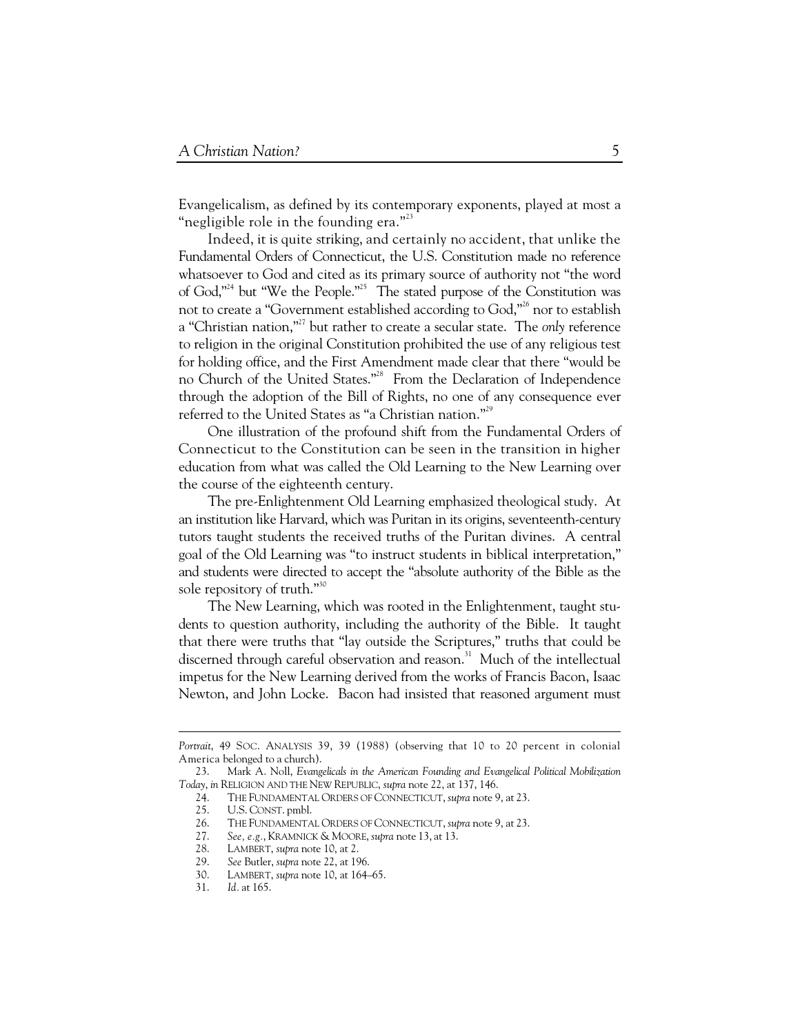Evangelicalism, as defined by its contemporary exponents, played at most a "negligible role in the founding era."[23]

Indeed, it is quite striking, and certainly no accident, that unlike the Fundamental Orders of Connecticut, the U.S. Constitution made no reference whatsoever to God and cited as its primary source of authority not "the word of God,"[24] but "We the People."[25] The stated purpose of the Constitution was not to create a "Government established according to God,"[26] nor to establish a "Christian nation,"[27] but rather to create a secular state. The *only* reference to religion in the original Constitution prohibited the use of any religious test for holding office, and the First Amendment made clear that there "would be no Church of the United States."[28] From the Declaration of Independence through the adoption of the Bill of Rights, no one of any consequence ever referred to the United States as "a Christian nation."[29]

One illustration of the profound shift from the Fundamental Orders of Connecticut to the Constitution can be seen in the transition in higher education from what was called the Old Learning to the New Learning over the course of the eighteenth century.

The pre-Enlightenment Old Learning emphasized theological study. At an institution like Harvard, which was Puritan in its origins, seventeenth-century tutors taught students the received truths of the Puritan divines. A central goal of the Old Learning was "to instruct students in biblical interpretation," and students were directed to accept the "absolute authority of the Bible as the sole repository of truth."[30]

The New Learning, which was rooted in the Enlightenment, taught students to question authority, including the authority of the Bible. It taught that there were truths that "lay outside the Scriptures," truths that could be discerned through careful observation and reason.[31] Much of the intellectual impetus for the New Learning derived from the works of Francis Bacon, Isaac Newton, and John Locke. Bacon had insisted that reasoned argument must

---

*Portrait*, 49 SOC. ANALYSIS 39, 39 (1988) (observing that 10 to 20 percent in colonial America belonged to a church).

23. Mark A. Noll, *Evangelicals in the American Founding and Evangelical Political Mobilization Today*, *in* RELIGION AND THE NEW REPUBLIC, *supra* note 22, at 137, 146.

24. THE FUNDAMENTAL ORDERS OF CONNECTICUT, *supra* note 9, at 23.

25. U.S. CONST. pmbl.

26. THE FUNDAMENTAL ORDERS OF CONNECTICUT, *supra* note 9, at 23.

27. *See, e.g.*, KRAMNICK & MOORE, *supra* note 13, at 13.

28. LAMBERT, *supra* note 10, at 2.

29. *See* Butler, *supra* note 22, at 196.

30. LAMBERT, *supra* note 10, at 164–65.

31. *Id.* at 165.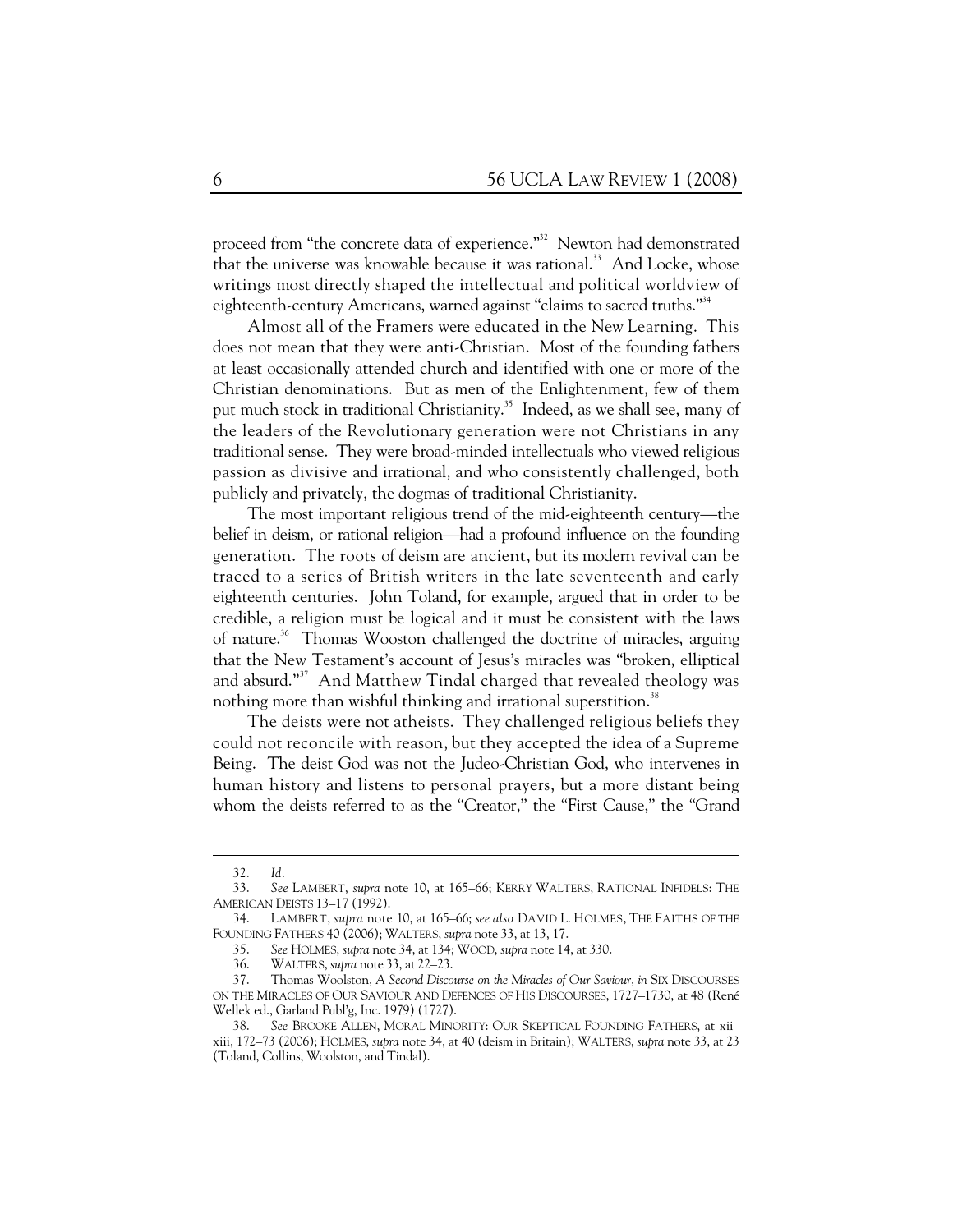proceed from "the concrete data of experience."[32] Newton had demonstrated that the universe was knowable because it was rational.[33] And Locke, whose writings most directly shaped the intellectual and political worldview of eighteenth-century Americans, warned against "claims to sacred truths."[34]

Almost all of the Framers were educated in the New Learning. This does not mean that they were anti-Christian. Most of the founding fathers at least occasionally attended church and identified with one or more of the Christian denominations. But as men of the Enlightenment, few of them put much stock in traditional Christianity.[35] Indeed, as we shall see, many of the leaders of the Revolutionary generation were not Christians in any traditional sense. They were broad-minded intellectuals who viewed religious passion as divisive and irrational, and who consistently challenged, both publicly and privately, the dogmas of traditional Christianity.

The most important religious trend of the mid-eighteenth century—the belief in deism, or rational religion—had a profound influence on the founding generation. The roots of deism are ancient, but its modern revival can be traced to a series of British writers in the late seventeenth and early eighteenth centuries. John Toland, for example, argued that in order to be credible, a religion must be logical and it must be consistent with the laws of nature.[36] Thomas Wooston challenged the doctrine of miracles, arguing that the New Testament's account of Jesus's miracles was "broken, elliptical and absurd."[37] And Matthew Tindal charged that revealed theology was nothing more than wishful thinking and irrational superstition.[38]

The deists were not atheists. They challenged religious beliefs they could not reconcile with reason, but they accepted the idea of a Supreme Being. The deist God was not the Judeo-Christian God, who intervenes in human history and listens to personal prayers, but a more distant being whom the deists referred to as the "Creator," the "First Cause," the "Grand

---

32. *Id.*

33. *See* LAMBERT, *supra* note 10, at 165–66; KERRY WALTERS, RATIONAL INFIDELS: THE AMERICAN DEISTS 13–17 (1992).

34. LAMBERT, *supra* note 10, at 165–66; *see also* DAVID L. HOLMES, THE FAITHS OF THE FOUNDING FATHERS 40 (2006); WALTERS, *supra* note 33, at 13, 17.

35. *See* HOLMES, *supra* note 34, at 134; WOOD, *supra* note 14, at 330.

36. WALTERS, *supra* note 33, at 22–23.

37. Thomas Woolston, *A Second Discourse on the Miracles of Our Saviour*, *in* SIX DISCOURSES ON THE MIRACLES OF OUR SAVIOUR AND DEFENCES OF HIS DISCOURSES, 1727–1730, at 48 (René Wellek ed., Garland Publ'g, Inc. 1979) (1727).

38. *See* BROOKE ALLEN, MORAL MINORITY: OUR SKEPTICAL FOUNDING FATHERS, at xii–xiii, 172–73 (2006); HOLMES, *supra* note 34, at 40 (deism in Britain); WALTERS, *supra* note 33, at 23 (Toland, Collins, Woolston, and Tindal).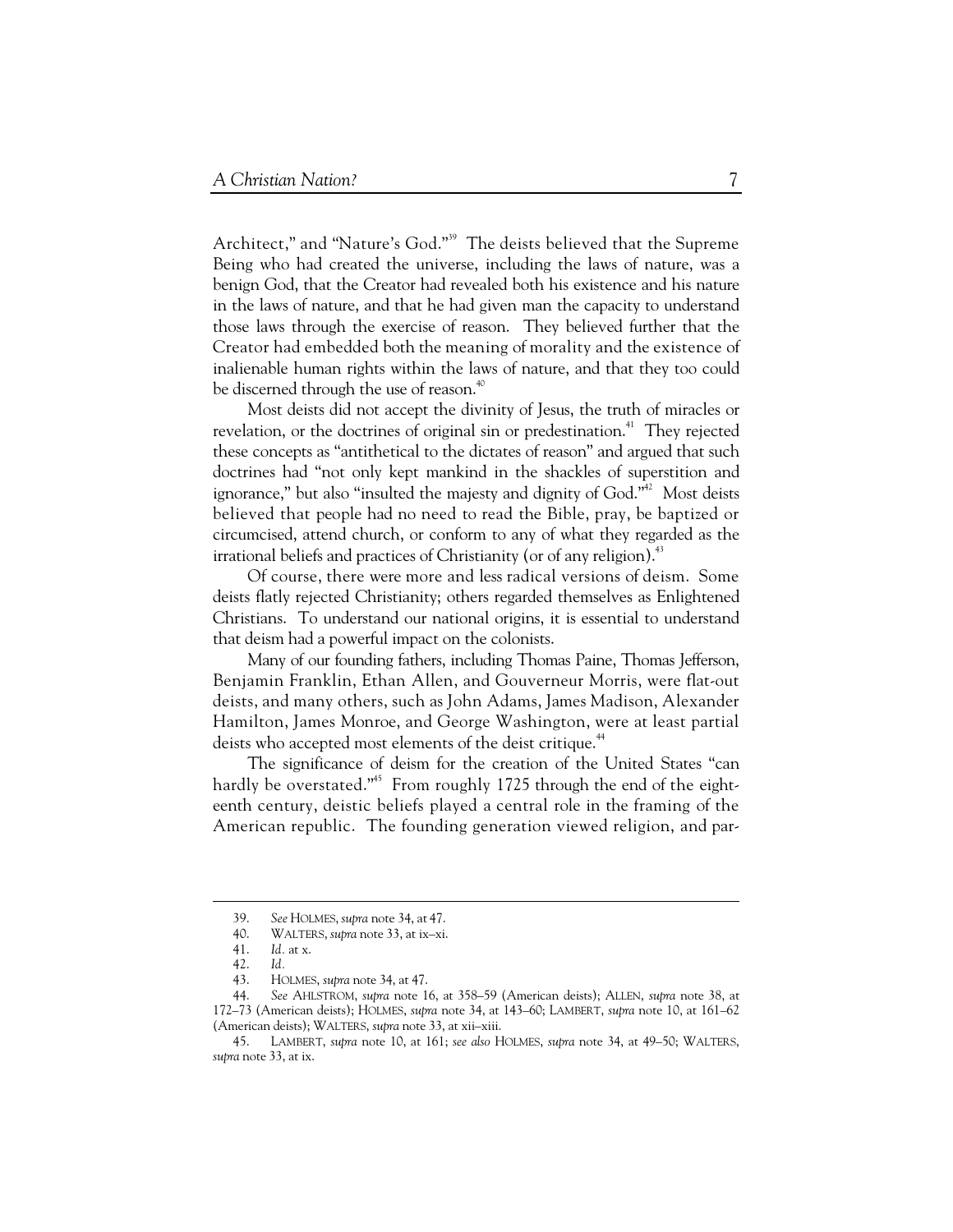Architect," and "Nature's God."[39] The deists believed that the Supreme Being who had created the universe, including the laws of nature, was a benign God, that the Creator had revealed both his existence and his nature in the laws of nature, and that he had given man the capacity to understand those laws through the exercise of reason. They believed further that the Creator had embedded both the meaning of morality and the existence of inalienable human rights within the laws of nature, and that they too could be discerned through the use of reason.[40]

Most deists did not accept the divinity of Jesus, the truth of miracles or revelation, or the doctrines of original sin or predestination.[41] They rejected these concepts as "antithetical to the dictates of reason" and argued that such doctrines had "not only kept mankind in the shackles of superstition and ignorance," but also "insulted the majesty and dignity of God."[42] Most deists believed that people had no need to read the Bible, pray, be baptized or circumcised, attend church, or conform to any of what they regarded as the irrational beliefs and practices of Christianity (or of any religion).[43]

Of course, there were more and less radical versions of deism. Some deists flatly rejected Christianity; others regarded themselves as Enlightened Christians. To understand our national origins, it is essential to understand that deism had a powerful impact on the colonists.

Many of our founding fathers, including Thomas Paine, Thomas Jefferson, Benjamin Franklin, Ethan Allen, and Gouverneur Morris, were flat-out deists, and many others, such as John Adams, James Madison, Alexander Hamilton, James Monroe, and George Washington, were at least partial deists who accepted most elements of the deist critique.[44]

The significance of deism for the creation of the United States "can hardly be overstated."[45] From roughly 1725 through the end of the eighteenth century, deistic beliefs played a central role in the framing of the American republic. The founding generation viewed religion, and par-

---

39. *See* HOLMES, *supra* note 34, at 47.

40. WALTERS, *supra* note 33, at ix–xi.

41. *Id.* at x.

42. *Id.*

43. HOLMES, *supra* note 34, at 47.

44. *See* AHLSTROM, *supra* note 16, at 358–59 (American deists); ALLEN, *supra* note 38, at 172–73 (American deists); HOLMES, *supra* note 34, at 143–60; LAMBERT, *supra* note 10, at 161–62 (American deists); WALTERS, *supra* note 33, at xii–xiii.

45. LAMBERT, *supra* note 10, at 161; *see also* HOLMES, *supra* note 34, at 49–50; WALTERS, *supra* note 33, at ix.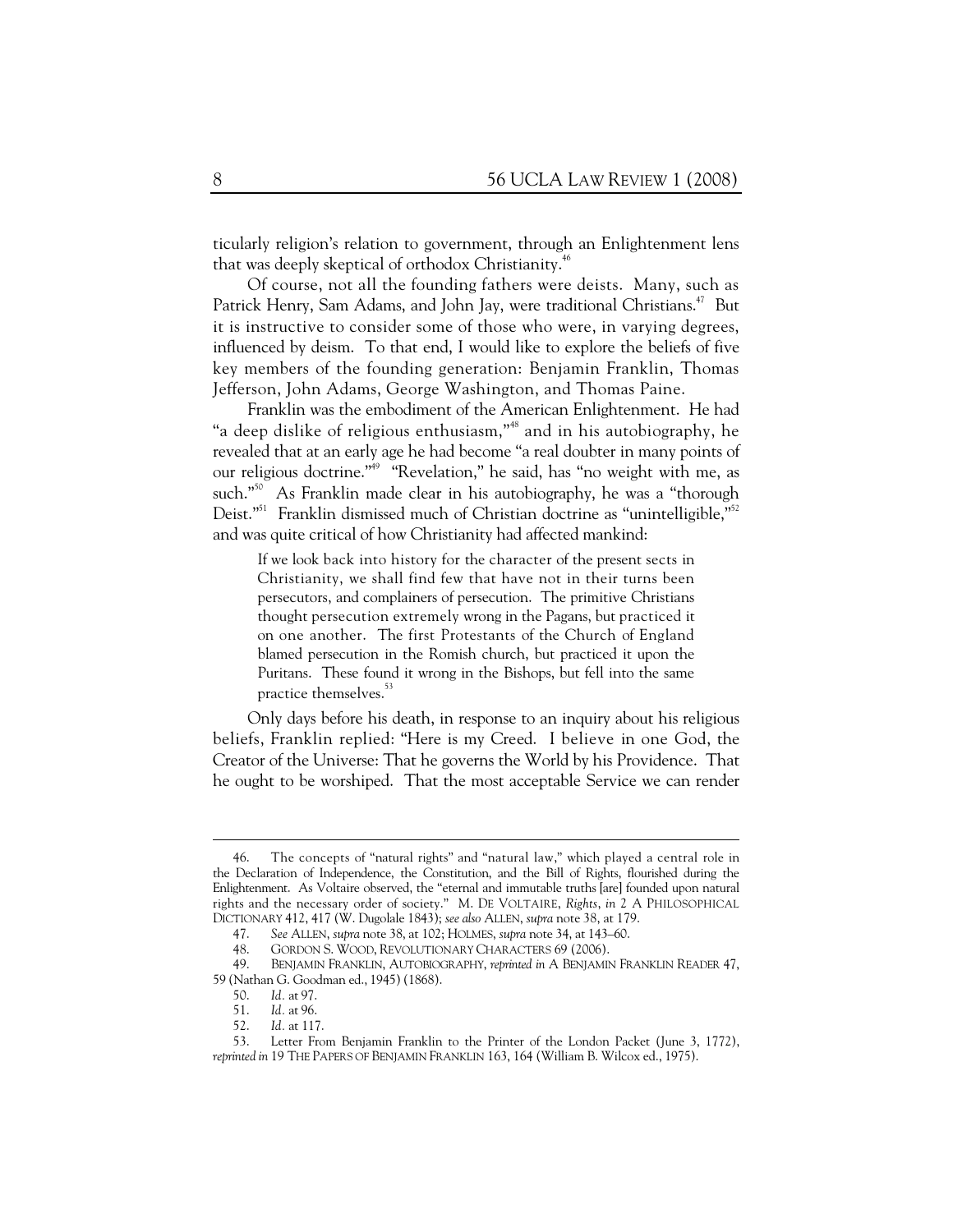ticularly religion's relation to government, through an Enlightenment lens that was deeply skeptical of orthodox Christianity.[46]

Of course, not all the founding fathers were deists. Many, such as Patrick Henry, Sam Adams, and John Jay, were traditional Christians.[47] But it is instructive to consider some of those who were, in varying degrees, influenced by deism. To that end, I would like to explore the beliefs of five key members of the founding generation: Benjamin Franklin, Thomas Jefferson, John Adams, George Washington, and Thomas Paine.

Franklin was the embodiment of the American Enlightenment. He had "a deep dislike of religious enthusiasm,"[48] and in his autobiography, he revealed that at an early age he had become "a real doubter in many points of our religious doctrine."[49] "Revelation," he said, has "no weight with me, as such."[50] As Franklin made clear in his autobiography, he was a "thorough Deist."[51] Franklin dismissed much of Christian doctrine as "unintelligible,"[52] and was quite critical of how Christianity had affected mankind:

> If we look back into history for the character of the present sects in Christianity, we shall find few that have not in their turns been persecutors, and complainers of persecution. The primitive Christians thought persecution extremely wrong in the Pagans, but practiced it on one another. The first Protestants of the Church of England blamed persecution in the Romish church, but practiced it upon the Puritans. These found it wrong in the Bishops, but fell into the same practice themselves.[53]

Only days before his death, in response to an inquiry about his religious beliefs, Franklin replied: "Here is my Creed. I believe in one God, the Creator of the Universe: That he governs the World by his Providence. That he ought to be worshiped. That the most acceptable Service we can render

---

46. The concepts of "natural rights" and "natural law," which played a central role in the Declaration of Independence, the Constitution, and the Bill of Rights, flourished during the Enlightenment. As Voltaire observed, the "eternal and immutable truths [are] founded upon natural rights and the necessary order of society." M. DE VOLTAIRE, *Rights*, *in* 2 A PHILOSOPHICAL DICTIONARY 412, 417 (W. Dugolale 1843); *see also* ALLEN, *supra* note 38, at 179.

47. *See* ALLEN, *supra* note 38, at 102; HOLMES, *supra* note 34, at 143–60.

48. GORDON S. WOOD, REVOLUTIONARY CHARACTERS 69 (2006).

49. BENJAMIN FRANKLIN, AUTOBIOGRAPHY, *reprinted in* A BENJAMIN FRANKLIN READER 47, 59 (Nathan G. Goodman ed., 1945) (1868).

50. *Id.* at 97.

51. *Id.* at 96.

52. *Id.* at 117.

53. Letter From Benjamin Franklin to the Printer of the London Packet (June 3, 1772), *reprinted in* 19 THE PAPERS OF BENJAMIN FRANKLIN 163, 164 (William B. Wilcox ed., 1975).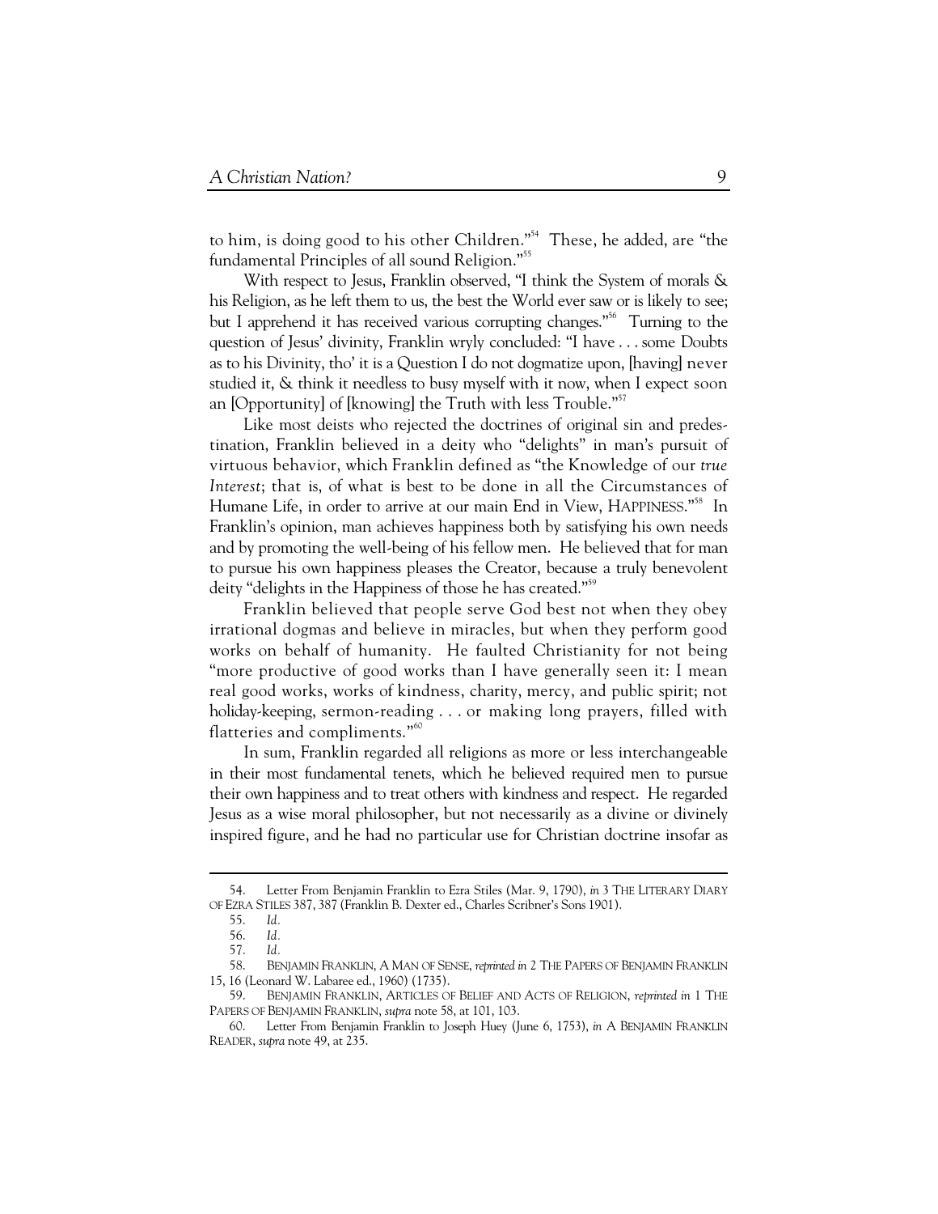to him, is doing good to his other Children."[54] These, he added, are "the fundamental Principles of all sound Religion."[55]

With respect to Jesus, Franklin observed, "I think the System of morals & his Religion, as he left them to us, the best the World ever saw or is likely to see; but I apprehend it has received various corrupting changes."[56] Turning to the question of Jesus' divinity, Franklin wryly concluded: "I have . . . some Doubts as to his Divinity, tho' it is a Question I do not dogmatize upon, [having] never studied it, & think it needless to busy myself with it now, when I expect soon an [Opportunity] of [knowing] the Truth with less Trouble."[57]

Like most deists who rejected the doctrines of original sin and predestination, Franklin believed in a deity who "delights" in man's pursuit of virtuous behavior, which Franklin defined as "the Knowledge of our *true Interest*; that is, of what is best to be done in all the Circumstances of Humane Life, in order to arrive at our main End in View, HAPPINESS."[58] In Franklin's opinion, man achieves happiness both by satisfying his own needs and by promoting the well-being of his fellow men. He believed that for man to pursue his own happiness pleases the Creator, because a truly benevolent deity "delights in the Happiness of those he has created."[59]

Franklin believed that people serve God best not when they obey irrational dogmas and believe in miracles, but when they perform good works on behalf of humanity. He faulted Christianity for not being "more productive of good works than I have generally seen it: I mean real good works, works of kindness, charity, mercy, and public spirit; not holiday-keeping, sermon-reading . . . or making long prayers, filled with flatteries and compliments."[60]

In sum, Franklin regarded all religions as more or less interchangeable in their most fundamental tenets, which he believed required men to pursue their own happiness and to treat others with kindness and respect. He regarded Jesus as a wise moral philosopher, but not necessarily as a divine or divinely inspired figure, and he had no particular use for Christian doctrine insofar as

---

54. Letter From Benjamin Franklin to Ezra Stiles (Mar. 9, 1790), *in* 3 THE LITERARY DIARY OF EZRA STILES 387, 387 (Franklin B. Dexter ed., Charles Scribner's Sons 1901).

55. *Id.*

56. *Id.*

57. *Id.*

58. BENJAMIN FRANKLIN, A MAN OF SENSE, *reprinted in* 2 THE PAPERS OF BENJAMIN FRANKLIN 15, 16 (Leonard W. Labaree ed., 1960) (1735).

59. BENJAMIN FRANKLIN, ARTICLES OF BELIEF AND ACTS OF RELIGION, *reprinted in* 1 THE PAPERS OF BENJAMIN FRANKLIN, *supra* note 58, at 101, 103.

60. Letter From Benjamin Franklin to Joseph Huey (June 6, 1753), *in* A BENJAMIN FRANKLIN READER, *supra* note 49, at 235.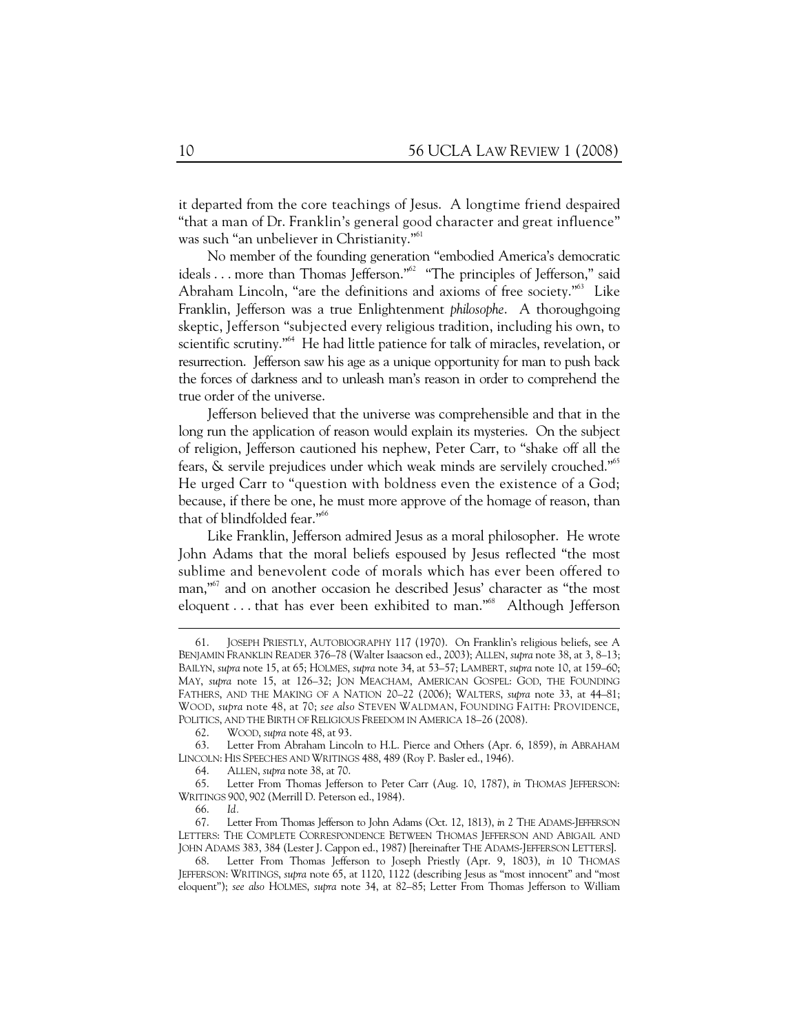it departed from the core teachings of Jesus. A longtime friend despaired "that a man of Dr. Franklin's general good character and great influence" was such "an unbeliever in Christianity."[61]

No member of the founding generation "embodied America's democratic ideals . . . more than Thomas Jefferson."[62] "The principles of Jefferson," said Abraham Lincoln, "are the definitions and axioms of free society."[63] Like Franklin, Jefferson was a true Enlightenment *philosophe*. A thoroughgoing skeptic, Jefferson "subjected every religious tradition, including his own, to scientific scrutiny."[64] He had little patience for talk of miracles, revelation, or resurrection. Jefferson saw his age as a unique opportunity for man to push back the forces of darkness and to unleash man's reason in order to comprehend the true order of the universe.

Jefferson believed that the universe was comprehensible and that in the long run the application of reason would explain its mysteries. On the subject of religion, Jefferson cautioned his nephew, Peter Carr, to "shake off all the fears, & servile prejudices under which weak minds are servilely crouched."[65] He urged Carr to "question with boldness even the existence of a God; because, if there be one, he must more approve of the homage of reason, than that of blindfolded fear."[66]

Like Franklin, Jefferson admired Jesus as a moral philosopher. He wrote John Adams that the moral beliefs espoused by Jesus reflected "the most sublime and benevolent code of morals which has ever been offered to man,"[67] and on another occasion he described Jesus' character as "the most eloquent . . . that has ever been exhibited to man."[68] Although Jefferson

---

61. JOSEPH PRIESTLY, AUTOBIOGRAPHY 117 (1970). On Franklin's religious beliefs, see A BENJAMIN FRANKLIN READER 376–78 (Walter Isaacson ed., 2003); ALLEN, *supra* note 38, at 3, 8–13; BAILYN, *supra* note 15, at 65; HOLMES, *supra* note 34, at 53–57; LAMBERT, *supra* note 10, at 159–60; MAY, *supra* note 15, at 126–32; JON MEACHAM, AMERICAN GOSPEL: GOD, THE FOUNDING FATHERS, AND THE MAKING OF A NATION 20–22 (2006); WALTERS, *supra* note 33, at 44–81; WOOD, *supra* note 48, at 70; *see also* STEVEN WALDMAN, FOUNDING FAITH: PROVIDENCE, POLITICS, AND THE BIRTH OF RELIGIOUS FREEDOM IN AMERICA 18–26 (2008).

62. WOOD, *supra* note 48, at 93.

63. Letter From Abraham Lincoln to H.L. Pierce and Others (Apr. 6, 1859), *in* ABRAHAM LINCOLN: HIS SPEECHES AND WRITINGS 488, 489 (Roy P. Basler ed., 1946).

64. ALLEN, *supra* note 38, at 70.

65. Letter From Thomas Jefferson to Peter Carr (Aug. 10, 1787), *in* THOMAS JEFFERSON: WRITINGS 900, 902 (Merrill D. Peterson ed., 1984).

66. *Id.*

67. Letter From Thomas Jefferson to John Adams (Oct. 12, 1813), *in* 2 THE ADAMS-JEFFERSON LETTERS: THE COMPLETE CORRESPONDENCE BETWEEN THOMAS JEFFERSON AND ABIGAIL AND JOHN ADAMS 383, 384 (Lester J. Cappon ed., 1987) [hereinafter THE ADAMS-JEFFERSON LETTERS].

68. Letter From Thomas Jefferson to Joseph Priestly (Apr. 9, 1803), *in* 10 THOMAS JEFFERSON: WRITINGS, *supra* note 65, at 1120, 1122 (describing Jesus as "most innocent" and "most eloquent"); *see also* HOLMES, *supra* note 34, at 82–85; Letter From Thomas Jefferson to William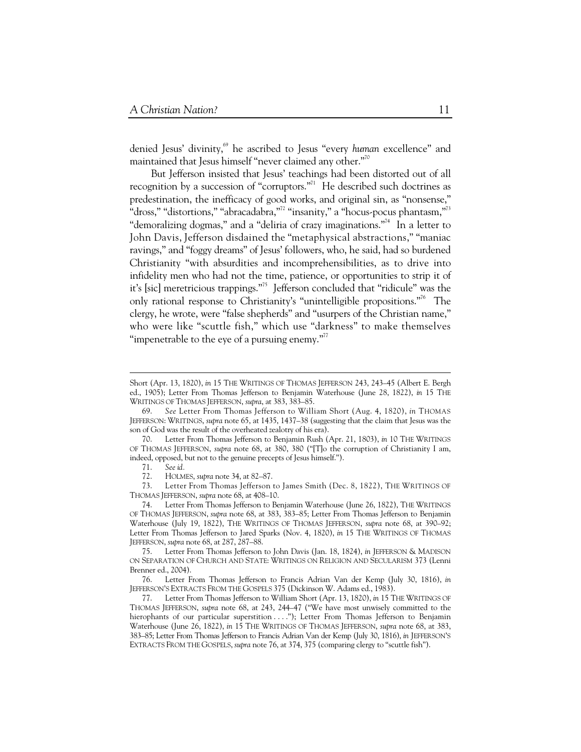denied Jesus' divinity,[69] he ascribed to Jesus "every *human* excellence" and maintained that Jesus himself "never claimed any other."[70]

But Jefferson insisted that Jesus' teachings had been distorted out of all recognition by a succession of "corruptors."[71] He described such doctrines as predestination, the inefficacy of good works, and original sin, as "nonsense," "dross," "distortions," "abracadabra,"[72] "insanity," a "hocus-pocus phantasm,"[73] "demoralizing dogmas," and a "deliria of crazy imaginations."[74] In a letter to John Davis, Jefferson disdained the "metaphysical abstractions," "maniac ravings," and "foggy dreams" of Jesus' followers, who, he said, had so burdened Christianity "with absurdities and incomprehensibilities, as to drive into infidelity men who had not the time, patience, or opportunities to strip it of it's [sic] meretricious trappings."[75] Jefferson concluded that "ridicule" was the only rational response to Christianity's "unintelligible propositions."[76] The clergy, he wrote, were "false shepherds" and "usurpers of the Christian name," who were like "scuttle fish," which use "darkness" to make themselves "impenetrable to the eye of a pursuing enemy."[77]

---

Short (Apr. 13, 1820), *in* 15 THE WRITINGS OF THOMAS JEFFERSON 243, 243–45 (Albert E. Bergh ed., 1905); Letter From Thomas Jefferson to Benjamin Waterhouse (June 28, 1822), *in* 15 THE WRITINGS OF THOMAS JEFFERSON, *supra*, at 383, 383–85.

69. *See* Letter From Thomas Jefferson to William Short (Aug. 4, 1820), *in* THOMAS JEFFERSON: WRITINGS, *supra* note 65, at 1435, 1437–38 (suggesting that the claim that Jesus was the son of God was the result of the overheated zealotry of his era).

70. Letter From Thomas Jefferson to Benjamin Rush (Apr. 21, 1803), *in* 10 THE WRITINGS OF THOMAS JEFFERSON, *supra* note 68, at 380, 380 ("[T]o the corruption of Christianity I am, indeed, opposed, but not to the genuine precepts of Jesus himself.").

71. *See id.*

72. HOLMES, *supra* note 34, at 82–87.

73. Letter From Thomas Jefferson to James Smith (Dec. 8, 1822), THE WRITINGS OF THOMAS JEFFERSON, *supra* note 68, at 408–10.

74. Letter From Thomas Jefferson to Benjamin Waterhouse (June 26, 1822), THE WRITINGS OF THOMAS JEFFERSON, *supra* note 68, at 383, 383–85; Letter From Thomas Jefferson to Benjamin Waterhouse (July 19, 1822), THE WRITINGS OF THOMAS JEFFERSON, *supra* note 68, at 390–92; Letter From Thomas Jefferson to Jared Sparks (Nov. 4, 1820), *in* 15 THE WRITINGS OF THOMAS JEFFERSON, *supra* note 68, at 287, 287–88.

75. Letter From Thomas Jefferson to John Davis (Jan. 18, 1824), *in* JEFFERSON & MADISON ON SEPARATION OF CHURCH AND STATE: WRITINGS ON RELIGION AND SECULARISM 373 (Lenni Brenner ed., 2004).

76. Letter From Thomas Jefferson to Francis Adrian Van der Kemp (July 30, 1816), *in* JEFFERSON'S EXTRACTS FROM THE GOSPELS 375 (Dickinson W. Adams ed., 1983).

77. Letter From Thomas Jefferson to William Short (Apr. 13, 1820), *in* 15 THE WRITINGS OF THOMAS JEFFERSON, *supra* note 68, at 243, 244–47 ("We have most unwisely committed to the hierophants of our particular superstition . . . ."); Letter From Thomas Jefferson to Benjamin Waterhouse (June 26, 1822), *in* 15 THE WRITINGS OF THOMAS JEFFERSON, *supra* note 68, at 383, 383–85; Letter From Thomas Jefferson to Francis Adrian Van der Kemp (July 30, 1816), *in* JEFFERSON'S EXTRACTS FROM THE GOSPELS, *supra* note 76, at 374, 375 (comparing clergy to "scuttle fish").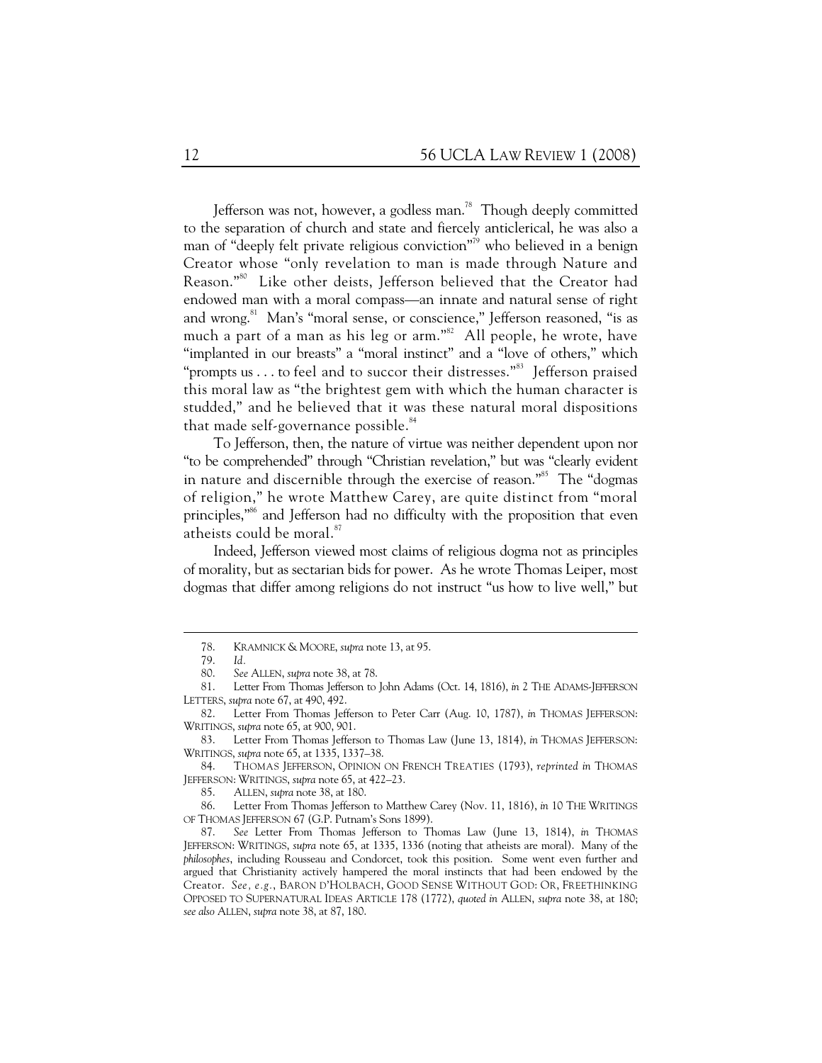Jefferson was not, however, a godless man.[78] Though deeply committed to the separation of church and state and fiercely anticlerical, he was also a man of "deeply felt private religious conviction"[79] who believed in a benign Creator whose "only revelation to man is made through Nature and Reason."[80] Like other deists, Jefferson believed that the Creator had endowed man with a moral compass—an innate and natural sense of right and wrong.[81] Man's "moral sense, or conscience," Jefferson reasoned, "is as much a part of a man as his leg or arm."[82] All people, he wrote, have "implanted in our breasts" a "moral instinct" and a "love of others," which "prompts us . . . to feel and to succor their distresses."[83] Jefferson praised this moral law as "the brightest gem with which the human character is studded," and he believed that it was these natural moral dispositions that made self-governance possible.[84]

To Jefferson, then, the nature of virtue was neither dependent upon nor "to be comprehended" through "Christian revelation," but was "clearly evident in nature and discernible through the exercise of reason."[85] The "dogmas of religion," he wrote Matthew Carey, are quite distinct from "moral principles,"[86] and Jefferson had no difficulty with the proposition that even atheists could be moral.[87]

Indeed, Jefferson viewed most claims of religious dogma not as principles of morality, but as sectarian bids for power. As he wrote Thomas Leiper, most dogmas that differ among religions do not instruct "us how to live well," but

---

78. KRAMNICK & MOORE, *supra* note 13, at 95.

79. *Id.*

80. *See* ALLEN, *supra* note 38, at 78.

81. Letter From Thomas Jefferson to John Adams (Oct. 14, 1816), *in* 2 THE ADAMS-JEFFERSON LETTERS, *supra* note 67, at 490, 492.

82. Letter From Thomas Jefferson to Peter Carr (Aug. 10, 1787), *in* THOMAS JEFFERSON: WRITINGS, *supra* note 65, at 900, 901.

83. Letter From Thomas Jefferson to Thomas Law (June 13, 1814), *in* THOMAS JEFFERSON: WRITINGS, *supra* note 65, at 1335, 1337–38.

84. THOMAS JEFFERSON, OPINION ON FRENCH TREATIES (1793), *reprinted in* THOMAS JEFFERSON: WRITINGS, *supra* note 65, at 422–23.

85. ALLEN, *supra* note 38, at 180.

86. Letter From Thomas Jefferson to Matthew Carey (Nov. 11, 1816), *in* 10 THE WRITINGS OF THOMAS JEFFERSON 67 (G.P. Putnam's Sons 1899).

87. *See* Letter From Thomas Jefferson to Thomas Law (June 13, 1814), *in* THOMAS JEFFERSON: WRITINGS, *supra* note 65, at 1335, 1336 (noting that atheists are moral). Many of the *philosophes*, including Rousseau and Condorcet, took this position. Some went even further and argued that Christianity actively hampered the moral instincts that had been endowed by the Creator. *See, e.g.*, BARON D'HOLBACH, GOOD SENSE WITHOUT GOD: OR, FREETHINKING OPPOSED TO SUPERNATURAL IDEAS ARTICLE 178 (1772), *quoted in* ALLEN, *supra* note 38, at 180; *see also* ALLEN, *supra* note 38, at 87, 180.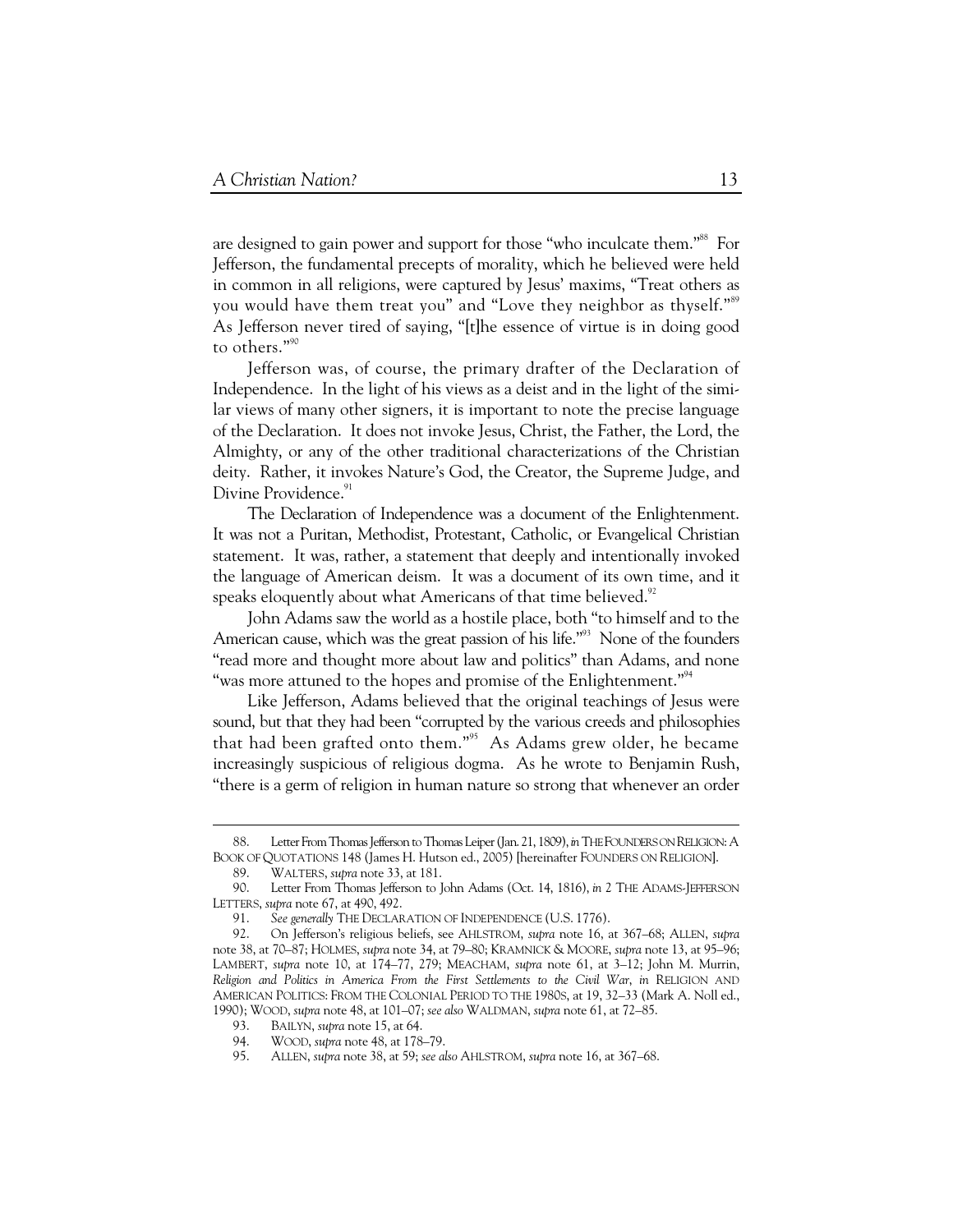are designed to gain power and support for those "who inculcate them."[88] For Jefferson, the fundamental precepts of morality, which he believed were held in common in all religions, were captured by Jesus' maxims, "Treat others as you would have them treat you" and "Love they neighbor as thyself."[89] As Jefferson never tired of saying, "[t]he essence of virtue is in doing good to others."[90]

Jefferson was, of course, the primary drafter of the Declaration of Independence. In the light of his views as a deist and in the light of the similar views of many other signers, it is important to note the precise language of the Declaration. It does not invoke Jesus, Christ, the Father, the Lord, the Almighty, or any of the other traditional characterizations of the Christian deity. Rather, it invokes Nature's God, the Creator, the Supreme Judge, and Divine Providence.[91]

The Declaration of Independence was a document of the Enlightenment. It was not a Puritan, Methodist, Protestant, Catholic, or Evangelical Christian statement. It was, rather, a statement that deeply and intentionally invoked the language of American deism. It was a document of its own time, and it speaks eloquently about what Americans of that time believed.[92]

John Adams saw the world as a hostile place, both "to himself and to the American cause, which was the great passion of his life."[93] None of the founders "read more and thought more about law and politics" than Adams, and none "was more attuned to the hopes and promise of the Enlightenment."[94]

Like Jefferson, Adams believed that the original teachings of Jesus were sound, but that they had been "corrupted by the various creeds and philosophies that had been grafted onto them."[95] As Adams grew older, he became increasingly suspicious of religious dogma. As he wrote to Benjamin Rush, "there is a germ of religion in human nature so strong that whenever an order

---

88. Letter From Thomas Jefferson to Thomas Leiper (Jan. 21, 1809), *in* THE FOUNDERS ON RELIGION: A BOOK OF QUOTATIONS 148 (James H. Hutson ed., 2005) [hereinafter FOUNDERS ON RELIGION].

89. WALTERS, *supra* note 33, at 181.

90. Letter From Thomas Jefferson to John Adams (Oct. 14, 1816), *in* 2 THE ADAMS-JEFFERSON LETTERS, *supra* note 67, at 490, 492.

91. *See generally* THE DECLARATION OF INDEPENDENCE (U.S. 1776).

92. On Jefferson's religious beliefs, see AHLSTROM, *supra* note 16, at 367–68; ALLEN, *supra* note 38, at 70–87; HOLMES, *supra* note 34, at 79–80; KRAMNICK & MOORE, *supra* note 13, at 95–96; LAMBERT, *supra* note 10, at 174–77, 279; MEACHAM, *supra* note 61, at 3–12; John M. Murrin, *Religion and Politics in America From the First Settlements to the Civil War*, *in* RELIGION AND AMERICAN POLITICS: FROM THE COLONIAL PERIOD TO THE 1980S, at 19, 32–33 (Mark A. Noll ed., 1990); WOOD, *supra* note 48, at 101–07; *see also* WALDMAN, *supra* note 61, at 72–85.

93. BAILYN, *supra* note 15, at 64.

94. WOOD, *supra* note 48, at 178–79.

95. ALLEN, *supra* note 38, at 59; *see also* AHLSTROM, *supra* note 16, at 367–68.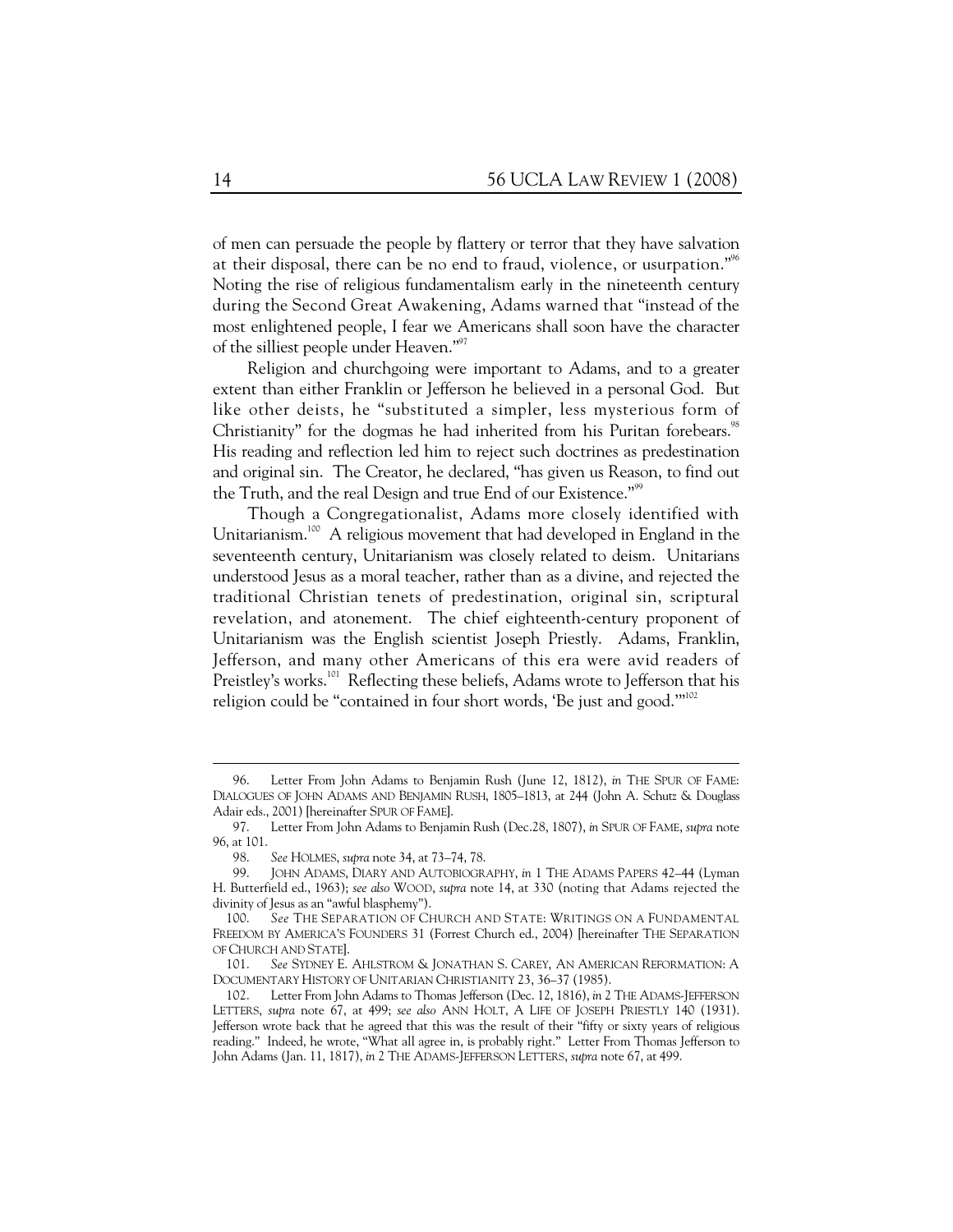of men can persuade the people by flattery or terror that they have salvation at their disposal, there can be no end to fraud, violence, or usurpation."[96] Noting the rise of religious fundamentalism early in the nineteenth century during the Second Great Awakening, Adams warned that "instead of the most enlightened people, I fear we Americans shall soon have the character of the silliest people under Heaven."[97]

Religion and churchgoing were important to Adams, and to a greater extent than either Franklin or Jefferson he believed in a personal God. But like other deists, he "substituted a simpler, less mysterious form of Christianity" for the dogmas he had inherited from his Puritan forebears.[98] His reading and reflection led him to reject such doctrines as predestination and original sin. The Creator, he declared, "has given us Reason, to find out the Truth, and the real Design and true End of our Existence."[99]

Though a Congregationalist, Adams more closely identified with Unitarianism.[100] A religious movement that had developed in England in the seventeenth century, Unitarianism was closely related to deism. Unitarians understood Jesus as a moral teacher, rather than as a divine, and rejected the traditional Christian tenets of predestination, original sin, scriptural revelation, and atonement. The chief eighteenth-century proponent of Unitarianism was the English scientist Joseph Priestly. Adams, Franklin, Jefferson, and many other Americans of this era were avid readers of Preistley's works.[101] Reflecting these beliefs, Adams wrote to Jefferson that his religion could be "contained in four short words, 'Be just and good.'"[102]

---

96. Letter From John Adams to Benjamin Rush (June 12, 1812), *in* THE SPUR OF FAME: DIALOGUES OF JOHN ADAMS AND BENJAMIN RUSH, 1805–1813, at 244 (John A. Schutz & Douglass Adair eds., 2001) [hereinafter SPUR OF FAME].

97. Letter From John Adams to Benjamin Rush (Dec.28, 1807), *in* SPUR OF FAME, *supra* note 96, at 101.

98. *See* HOLMES, *supra* note 34, at 73–74, 78.

99. JOHN ADAMS, DIARY AND AUTOBIOGRAPHY, *in* 1 THE ADAMS PAPERS 42–44 (Lyman H. Butterfield ed., 1963); *see also* WOOD, *supra* note 14, at 330 (noting that Adams rejected the divinity of Jesus as an "awful blasphemy").

100. *See* THE SEPARATION OF CHURCH AND STATE: WRITINGS ON A FUNDAMENTAL FREEDOM BY AMERICA'S FOUNDERS 31 (Forrest Church ed., 2004) [hereinafter THE SEPARATION OF CHURCH AND STATE].

101. *See* SYDNEY E. AHLSTROM & JONATHAN S. CAREY, AN AMERICAN REFORMATION: A DOCUMENTARY HISTORY OF UNITARIAN CHRISTIANITY 23, 36–37 (1985).

102. Letter From John Adams to Thomas Jefferson (Dec. 12, 1816), *in* 2 THE ADAMS-JEFFERSON LETTERS, *supra* note 67, at 499; *see also* ANN HOLT, A LIFE OF JOSEPH PRIESTLY 140 (1931). Jefferson wrote back that he agreed that this was the result of their "fifty or sixty years of religious reading." Indeed, he wrote, "What all agree in, is probably right." Letter From Thomas Jefferson to John Adams (Jan. 11, 1817), *in* 2 THE ADAMS-JEFFERSON LETTERS, *supra* note 67, at 499.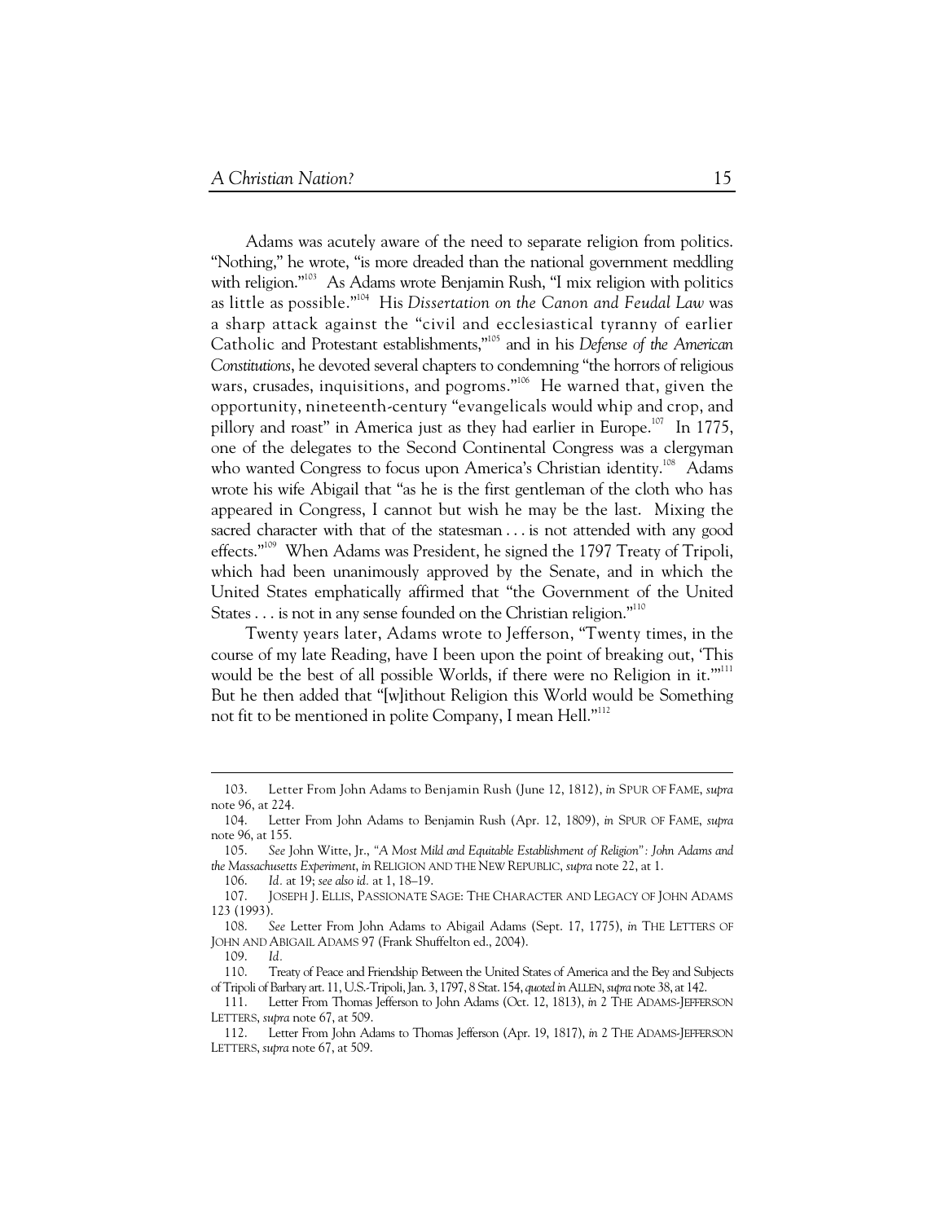Adams was acutely aware of the need to separate religion from politics. "Nothing," he wrote, "is more dreaded than the national government meddling with religion."[103] As Adams wrote Benjamin Rush, "I mix religion with politics as little as possible."[104] His *Dissertation on the Canon and Feudal Law* was a sharp attack against the "civil and ecclesiastical tyranny of earlier Catholic and Protestant establishments,"[105] and in his *Defense of the American Constitutions*, he devoted several chapters to condemning "the horrors of religious wars, crusades, inquisitions, and pogroms."[106] He warned that, given the opportunity, nineteenth-century "evangelicals would whip and crop, and pillory and roast" in America just as they had earlier in Europe.[107] In 1775, one of the delegates to the Second Continental Congress was a clergyman who wanted Congress to focus upon America's Christian identity.[108] Adams wrote his wife Abigail that "as he is the first gentleman of the cloth who has appeared in Congress, I cannot but wish he may be the last. Mixing the sacred character with that of the statesman . . . is not attended with any good effects."[109] When Adams was President, he signed the 1797 Treaty of Tripoli, which had been unanimously approved by the Senate, and in which the United States emphatically affirmed that "the Government of the United States . . . is not in any sense founded on the Christian religion."[110]

Twenty years later, Adams wrote to Jefferson, "Twenty times, in the course of my late Reading, have I been upon the point of breaking out, 'This would be the best of all possible Worlds, if there were no Religion in it.'"[111] But he then added that "[w]ithout Religion this World would be Something not fit to be mentioned in polite Company, I mean Hell."[112]

---

103. Letter From John Adams to Benjamin Rush (June 12, 1812), *in* SPUR OF FAME, *supra* note 96, at 224.

104. Letter From John Adams to Benjamin Rush (Apr. 12, 1809), *in* SPUR OF FAME, *supra* note 96, at 155.

105. *See* John Witte, Jr., *"A Most Mild and Equitable Establishment of Religion": John Adams and the Massachusetts Experiment*, *in* RELIGION AND THE NEW REPUBLIC, *supra* note 22, at 1.

106. *Id.* at 19; *see also id.* at 1, 18–19.

107. JOSEPH J. ELLIS, PASSIONATE SAGE: THE CHARACTER AND LEGACY OF JOHN ADAMS 123 (1993).

108. *See* Letter From John Adams to Abigail Adams (Sept. 17, 1775), *in* THE LETTERS OF JOHN AND ABIGAIL ADAMS 97 (Frank Shuffelton ed., 2004).

109. *Id.*

110. Treaty of Peace and Friendship Between the United States of America and the Bey and Subjects of Tripoli of Barbary art. 11, U.S.-Tripoli, Jan. 3, 1797, 8 Stat. 154, *quoted in* ALLEN, *supra* note 38, at 142.

111. Letter From Thomas Jefferson to John Adams (Oct. 12, 1813), *in* 2 THE ADAMS-JEFFERSON LETTERS, *supra* note 67, at 509.

112. Letter From John Adams to Thomas Jefferson (Apr. 19, 1817), *in* 2 THE ADAMS-JEFFERSON LETTERS, *supra* note 67, at 509.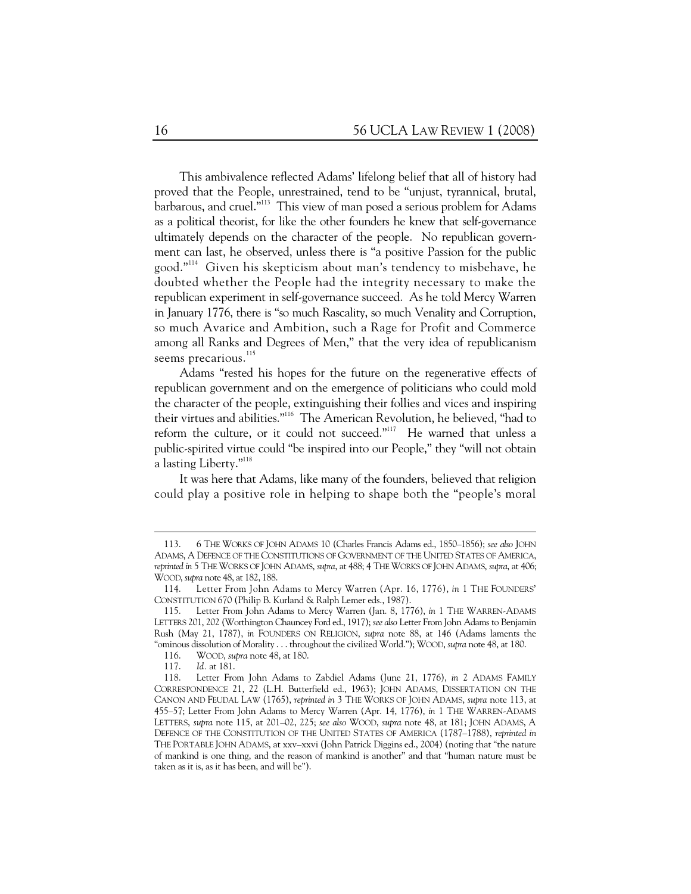This ambivalence reflected Adams' lifelong belief that all of history had proved that the People, unrestrained, tend to be "unjust, tyrannical, brutal, barbarous, and cruel."[113] This view of man posed a serious problem for Adams as a political theorist, for like the other founders he knew that self-governance ultimately depends on the character of the people. No republican government can last, he observed, unless there is "a positive Passion for the public good."[114] Given his skepticism about man's tendency to misbehave, he doubted whether the People had the integrity necessary to make the republican experiment in self-governance succeed. As he told Mercy Warren in January 1776, there is "so much Rascality, so much Venality and Corruption, so much Avarice and Ambition, such a Rage for Profit and Commerce among all Ranks and Degrees of Men," that the very idea of republicanism seems precarious.[115]

Adams "rested his hopes for the future on the regenerative effects of republican government and on the emergence of politicians who could mold the character of the people, extinguishing their follies and vices and inspiring their virtues and abilities."[116] The American Revolution, he believed, "had to reform the culture, or it could not succeed."[117] He warned that unless a public-spirited virtue could "be inspired into our People," they "will not obtain a lasting Liberty."[118]

It was here that Adams, like many of the founders, believed that religion could play a positive role in helping to shape both the "people's moral

---

113. 6 THE WORKS OF JOHN ADAMS 10 (Charles Francis Adams ed., 1850–1856); *see also* JOHN ADAMS, A DEFENCE OF THE CONSTITUTIONS OF GOVERNMENT OF THE UNITED STATES OF AMERICA, *reprinted in* 5 THE WORKS OF JOHN ADAMS, *supra*, at 488; 4 THE WORKS OF JOHN ADAMS, *supra*, at 406; WOOD, *supra* note 48, at 182, 188.

114. Letter From John Adams to Mercy Warren (Apr. 16, 1776), *in* 1 THE FOUNDERS' CONSTITUTION 670 (Philip B. Kurland & Ralph Lerner eds., 1987).

115. Letter From John Adams to Mercy Warren (Jan. 8, 1776), *in* 1 THE WARREN-ADAMS LETTERS 201, 202 (Worthington Chauncey Ford ed., 1917); *see also* Letter From John Adams to Benjamin Rush (May 21, 1787), *in* FOUNDERS ON RELIGION, *supra* note 88, at 146 (Adams laments the "ominous dissolution of Morality . . . throughout the civilized World."); WOOD, *supra* note 48, at 180.

116. WOOD, *supra* note 48, at 180.

117. *Id.* at 181.

118. Letter From John Adams to Zabdiel Adams (June 21, 1776), *in* 2 ADAMS FAMILY CORRESPONDENCE 21, 22 (L.H. Butterfield ed., 1963); JOHN ADAMS, DISSERTATION ON THE CANON AND FEUDAL LAW (1765), *reprinted in* 3 THE WORKS OF JOHN ADAMS, *supra* note 113, at 455–57; Letter From John Adams to Mercy Warren (Apr. 14, 1776), *in* 1 THE WARREN-ADAMS LETTERS, *supra* note 115, at 201–02, 225; *see also* WOOD, *supra* note 48, at 181; JOHN ADAMS, A DEFENCE OF THE CONSTITUTION OF THE UNITED STATES OF AMERICA (1787–1788), *reprinted in* THE PORTABLE JOHN ADAMS, at xxv–xxvi (John Patrick Diggins ed., 2004) (noting that "the nature of mankind is one thing, and the reason of mankind is another" and that "human nature must be taken as it is, as it has been, and will be").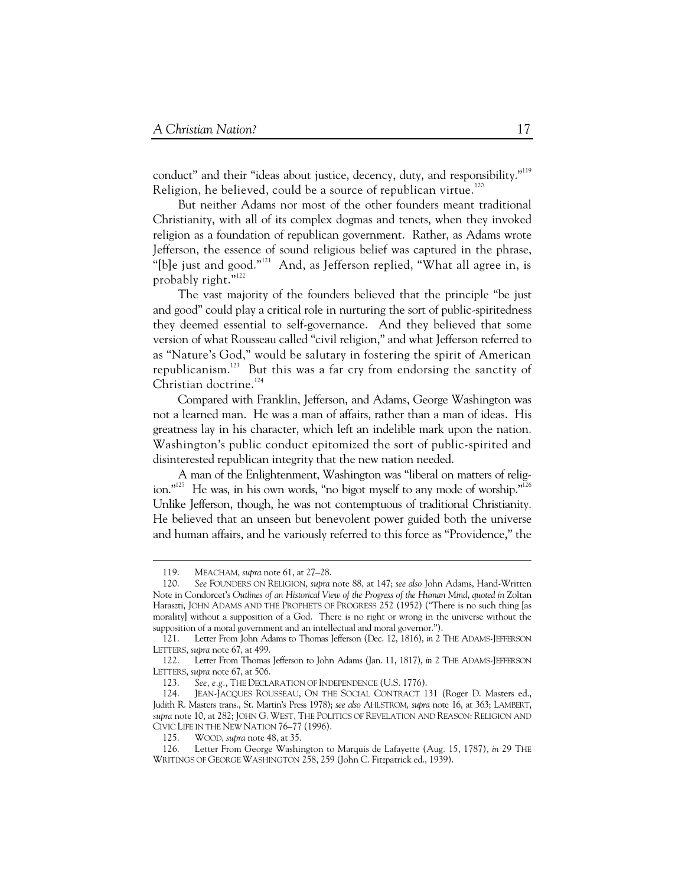conduct" and their "ideas about justice, decency, duty, and responsibility."[119] Religion, he believed, could be a source of republican virtue.[120]

But neither Adams nor most of the other founders meant traditional Christianity, with all of its complex dogmas and tenets, when they invoked religion as a foundation of republican government. Rather, as Adams wrote Jefferson, the essence of sound religious belief was captured in the phrase, "[b]e just and good."[121] And, as Jefferson replied, "What all agree in, is probably right."[122]

The vast majority of the founders believed that the principle "be just and good" could play a critical role in nurturing the sort of public-spiritedness they deemed essential to self-governance. And they believed that some version of what Rousseau called "civil religion," and what Jefferson referred to as "Nature's God," would be salutary in fostering the spirit of American republicanism.[123] But this was a far cry from endorsing the sanctity of Christian doctrine.[124]

Compared with Franklin, Jefferson, and Adams, George Washington was not a learned man. He was a man of affairs, rather than a man of ideas. His greatness lay in his character, which left an indelible mark upon the nation. Washington's public conduct epitomized the sort of public-spirited and disinterested republican integrity that the new nation needed.

A man of the Enlightenment, Washington was "liberal on matters of religion."[125] He was, in his own words, "no bigot myself to any mode of worship."[126] Unlike Jefferson, though, he was not contemptuous of traditional Christianity. He believed that an unseen but benevolent power guided both the universe and human affairs, and he variously referred to this force as "Providence," the

---

119. MEACHAM, *supra* note 61, at 27–28.

120. *See* FOUNDERS ON RELIGION, *supra* note 88, at 147; *see also* John Adams, Hand-Written Note in Condorcet's *Outlines of an Historical View of the Progress of the Human Mind*, *quoted in* Zoltan Haraszti, JOHN ADAMS AND THE PROPHETS OF PROGRESS 252 (1952) ("There is no such thing [as morality] without a supposition of a God. There is no right or wrong in the universe without the supposition of a moral government and an intellectual and moral governor.").

121. Letter From John Adams to Thomas Jefferson (Dec. 12, 1816), *in* 2 THE ADAMS-JEFFERSON LETTERS, *supra* note 67, at 499.

122. Letter From Thomas Jefferson to John Adams (Jan. 11, 1817), *in* 2 THE ADAMS-JEFFERSON LETTERS, *supra* note 67, at 506.

123. *See, e.g.*, THE DECLARATION OF INDEPENDENCE (U.S. 1776).

124. JEAN-JACQUES ROUSSEAU, ON THE SOCIAL CONTRACT 131 (Roger D. Masters ed., Judith R. Masters trans., St. Martin's Press 1978); *see also* AHLSTROM, *supra* note 16, at 363; LAMBERT, *supra* note 10, at 282; JOHN G. WEST, THE POLITICS OF REVELATION AND REASON: RELIGION AND CIVIC LIFE IN THE NEW NATION 76–77 (1996).

125. WOOD, *supra* note 48, at 35.

126. Letter From George Washington to Marquis de Lafayette (Aug. 15, 1787), *in* 29 THE WRITINGS OF GEORGE WASHINGTON 258, 259 (John C. Fitzpatrick ed., 1939).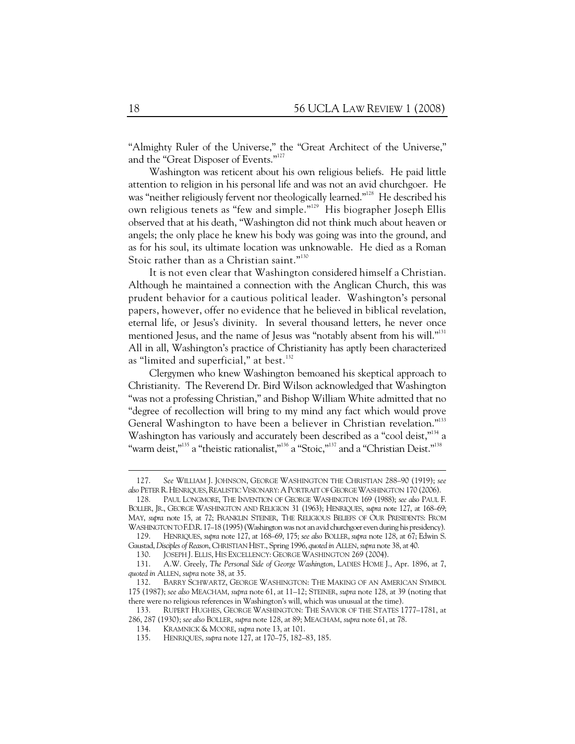"Almighty Ruler of the Universe," the "Great Architect of the Universe," and the "Great Disposer of Events."[127]

Washington was reticent about his own religious beliefs. He paid little attention to religion in his personal life and was not an avid churchgoer. He was "neither religiously fervent nor theologically learned."[128] He described his own religious tenets as "few and simple."[129] His biographer Joseph Ellis observed that at his death, "Washington did not think much about heaven or angels; the only place he knew his body was going was into the ground, and as for his soul, its ultimate location was unknowable. He died as a Roman Stoic rather than as a Christian saint."[130]

It is not even clear that Washington considered himself a Christian. Although he maintained a connection with the Anglican Church, this was prudent behavior for a cautious political leader. Washington's personal papers, however, offer no evidence that he believed in biblical revelation, eternal life, or Jesus's divinity. In several thousand letters, he never once mentioned Jesus, and the name of Jesus was "notably absent from his will."[131] All in all, Washington's practice of Christianity has aptly been characterized as "limited and superficial," at best.[132]

Clergymen who knew Washington bemoaned his skeptical approach to Christianity. The Reverend Dr. Bird Wilson acknowledged that Washington "was not a professing Christian," and Bishop William White admitted that no "degree of recollection will bring to my mind any fact which would prove General Washington to have been a believer in Christian revelation."[133] Washington has variously and accurately been described as a "cool deist,"[134] a "warm deist,"[135] a "theistic rationalist,"[136] a "Stoic,"[137] and a "Christian Deist."[138]

---

127. *See* WILLIAM J. JOHNSON, GEORGE WASHINGTON THE CHRISTIAN 288–90 (1919); *see also* PETER R. HENRIQUES, REALISTIC VISIONARY: A PORTRAIT OF GEORGE WASHINGTON 170 (2006).

128. PAUL LONGMORE, THE INVENTION OF GEORGE WASHINGTON 169 (1988); *see also* PAUL F. BOLLER, JR., GEORGE WASHINGTON AND RELIGION 31 (1963); HENRIQUES, *supra* note 127, at 168–69; MAY, *supra* note 15, at 72; FRANKLIN STEINER, THE RELIGIOUS BELIEFS OF OUR PRESIDENTS: FROM WASHINGTON TO F.D.R. 17–18 (1995) (Washington was not an avid churchgoer even during his presidency).

129. HENRIQUES, *supra* note 127, at 168–69, 175; *see also* BOLLER, *supra* note 128, at 67; Edwin S. Gaustad, *Disciples of Reason*, CHRISTIAN HIST., Spring 1996, *quoted in* ALLEN, *supra* note 38, at 40.

130. JOSEPH J. ELLIS, HIS EXCELLENCY: GEORGE WASHINGTON 269 (2004).

131. A.W. Greely, *The Personal Side of George Washington*, LADIES HOME J., Apr. 1896, at 7, *quoted in* ALLEN, *supra* note 38, at 35.

132. BARRY SCHWARTZ, GEORGE WASHINGTON: THE MAKING OF AN AMERICAN SYMBOL 175 (1987); *see also* MEACHAM, *supra* note 61, at 11–12; STEINER, *supra* note 128, at 39 (noting that there were no religious references in Washington's will, which was unusual at the time).

133. RUPERT HUGHES, GEORGE WASHINGTON: THE SAVIOR OF THE STATES 1777–1781, at 286, 287 (1930); *see also* BOLLER, *supra* note 128, at 89; MEACHAM, *supra* note 61, at 78.

134. KRAMNICK & MOORE, *supra* note 13, at 101.

135. HENRIQUES, *supra* note 127, at 170–75, 182–83, 185.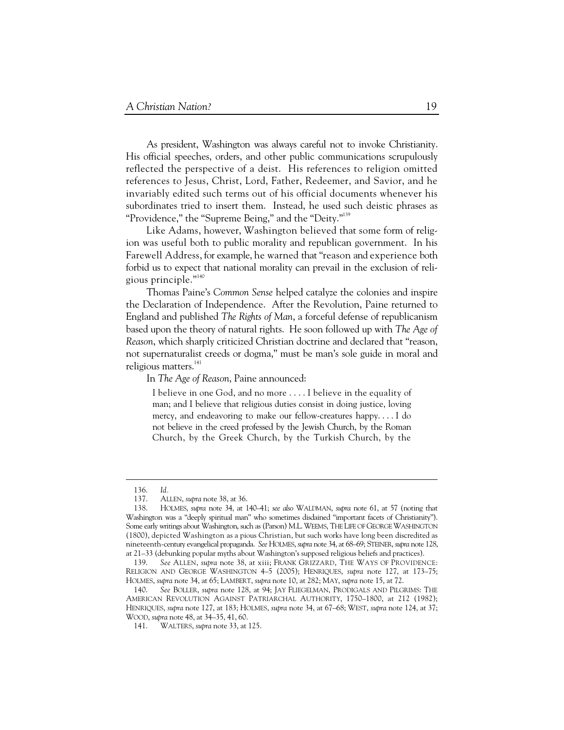As president, Washington was always careful not to invoke Christianity. His official speeches, orders, and other public communications scrupulously reflected the perspective of a deist. His references to religion omitted references to Jesus, Christ, Lord, Father, Redeemer, and Savior, and he invariably edited such terms out of his official documents whenever his subordinates tried to insert them. Instead, he used such deistic phrases as "Providence," the "Supreme Being," and the "Deity."[139]

Like Adams, however, Washington believed that some form of religion was useful both to public morality and republican government. In his Farewell Address, for example, he warned that "reason and experience both forbid us to expect that national morality can prevail in the exclusion of religious principle."[140]

Thomas Paine's *Common Sense* helped catalyze the colonies and inspire the Declaration of Independence. After the Revolution, Paine returned to England and published *The Rights of Man*, a forceful defense of republicanism based upon the theory of natural rights. He soon followed up with *The Age of Reason*, which sharply criticized Christian doctrine and declared that "reason, not supernaturalist creeds or dogma," must be man's sole guide in moral and religious matters.[141]

In *The Age of Reason*, Paine announced:

> I believe in one God, and no more . . . . I believe in the equality of man; and I believe that religious duties consist in doing justice, loving mercy, and endeavoring to make our fellow-creatures happy. . . . I do not believe in the creed professed by the Jewish Church, by the Roman Church, by the Greek Church, by the Turkish Church, by the

---

136. *Id.*

137. ALLEN, *supra* note 38, at 36.

138. HOLMES, *supra* note 34, at 140–41; *see also* WALDMAN, *supra* note 61, at 57 (noting that Washington was a "deeply spiritual man" who sometimes disdained "important facets of Christianity"). Some early writings about Washington, such as (Parson) M.L. WEEMS, THE LIFE OF GEORGE WASHINGTON (1800), depicted Washington as a pious Christian, but such works have long been discredited as nineteenth-century evangelical propaganda. *See* HOLMES, *supra* note 34, at 68–69; STEINER, *supra* note 128, at 21–33 (debunking popular myths about Washington's supposed religious beliefs and practices).

139. *See* ALLEN, *supra* note 38, at xiii; FRANK GRIZZARD, THE WAYS OF PROVIDENCE: RELIGION AND GEORGE WASHINGTON 4–5 (2005); HENRIQUES, *supra* note 127, at 173–75; HOLMES, *supra* note 34, at 65; LAMBERT, *supra* note 10, at 282; MAY, *supra* note 15, at 72.

140. *See* BOLLER, *supra* note 128, at 94; JAY FLIEGELMAN, PRODIGALS AND PILGRIMS: THE AMERICAN REVOLUTION AGAINST PATRIARCHAL AUTHORITY, 1750–1800, at 212 (1982); HENRIQUES, *supra* note 127, at 183; HOLMES, *supra* note 34, at 67–68; WEST, *supra* note 124, at 37; WOOD, *supra* note 48, at 34–35, 41, 60.

141. WALTERS, *supra* note 33, at 125.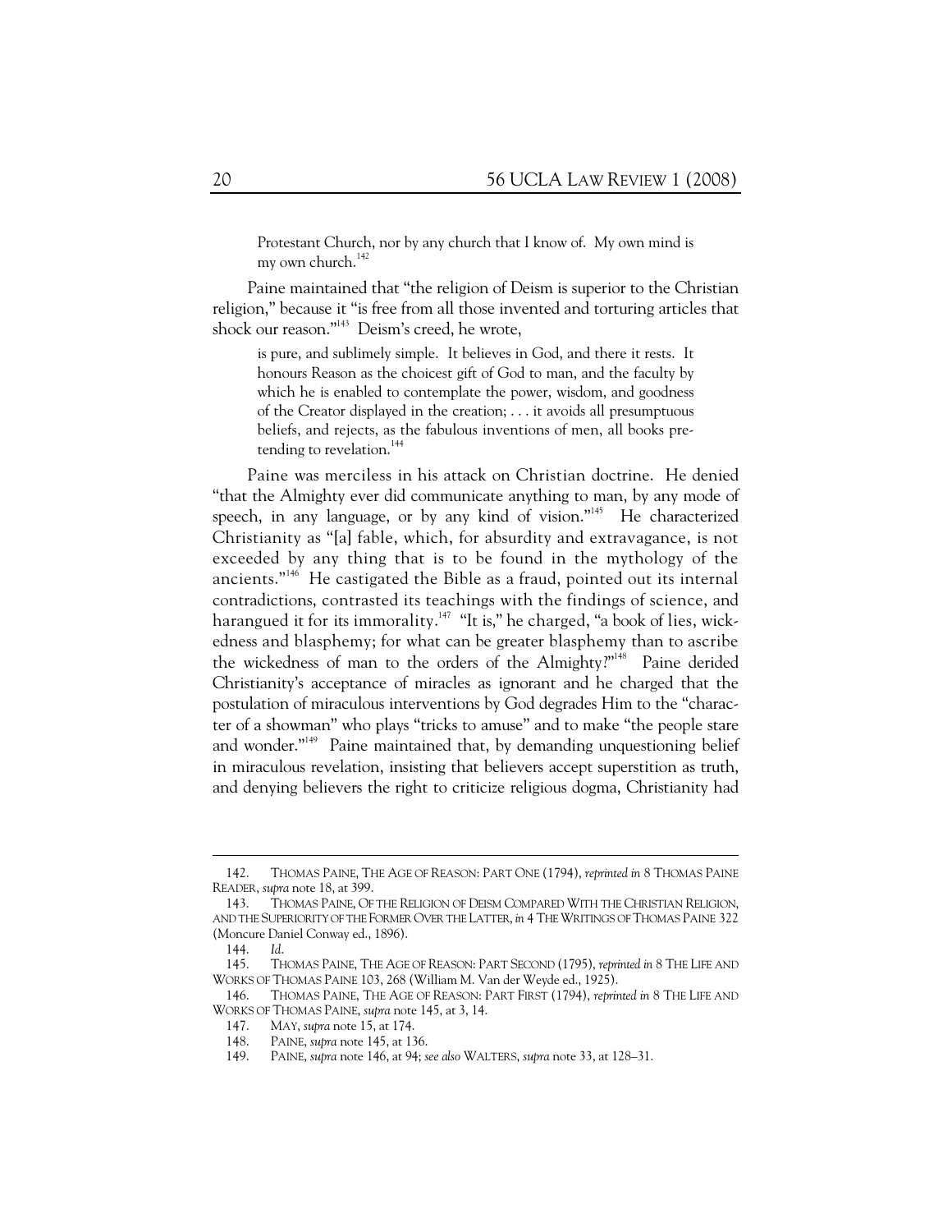> Protestant Church, nor by any church that I know of. My own mind is my own church.[142]

Paine maintained that "the religion of Deism is superior to the Christian religion," because it "is free from all those invented and torturing articles that shock our reason."[143] Deism's creed, he wrote,

> is pure, and sublimely simple. It believes in God, and there it rests. It honours Reason as the choicest gift of God to man, and the faculty by which he is enabled to contemplate the power, wisdom, and goodness of the Creator displayed in the creation; . . . it avoids all presumptuous beliefs, and rejects, as the fabulous inventions of men, all books pretending to revelation.[144]

Paine was merciless in his attack on Christian doctrine. He denied "that the Almighty ever did communicate anything to man, by any mode of speech, in any language, or by any kind of vision."[145] He characterized Christianity as "[a] fable, which, for absurdity and extravagance, is not exceeded by any thing that is to be found in the mythology of the ancients."[146] He castigated the Bible as a fraud, pointed out its internal contradictions, contrasted its teachings with the findings of science, and harangued it for its immorality.[147] "It is," he charged, "a book of lies, wickedness and blasphemy; for what can be greater blasphemy than to ascribe the wickedness of man to the orders of the Almighty?"[148] Paine derided Christianity's acceptance of miracles as ignorant and he charged that the postulation of miraculous interventions by God degrades Him to the "character of a showman" who plays "tricks to amuse" and to make "the people stare and wonder."[149] Paine maintained that, by demanding unquestioning belief in miraculous revelation, insisting that believers accept superstition as truth, and denying believers the right to criticize religious dogma, Christianity had

---

142. THOMAS PAINE, THE AGE OF REASON: PART ONE (1794), *reprinted in* 8 THOMAS PAINE READER, *supra* note 18, at 399.

143. THOMAS PAINE, OF THE RELIGION OF DEISM COMPARED WITH THE CHRISTIAN RELIGION, AND THE SUPERIORITY OF THE FORMER OVER THE LATTER, *in* 4 THE WRITINGS OF THOMAS PAINE 322 (Moncure Daniel Conway ed., 1896).

144. *Id.*

145. THOMAS PAINE, THE AGE OF REASON: PART SECOND (1795), *reprinted in* 8 THE LIFE AND WORKS OF THOMAS PAINE 103, 268 (William M. Van der Weyde ed., 1925).

146. THOMAS PAINE, THE AGE OF REASON: PART FIRST (1794), *reprinted in* 8 THE LIFE AND WORKS OF THOMAS PAINE, *supra* note 145, at 3, 14.

147. MAY, *supra* note 15, at 174.

148. PAINE, *supra* note 145, at 136.

149. PAINE, *supra* note 146, at 94; *see also* WALTERS, *supra* note 33, at 128–31.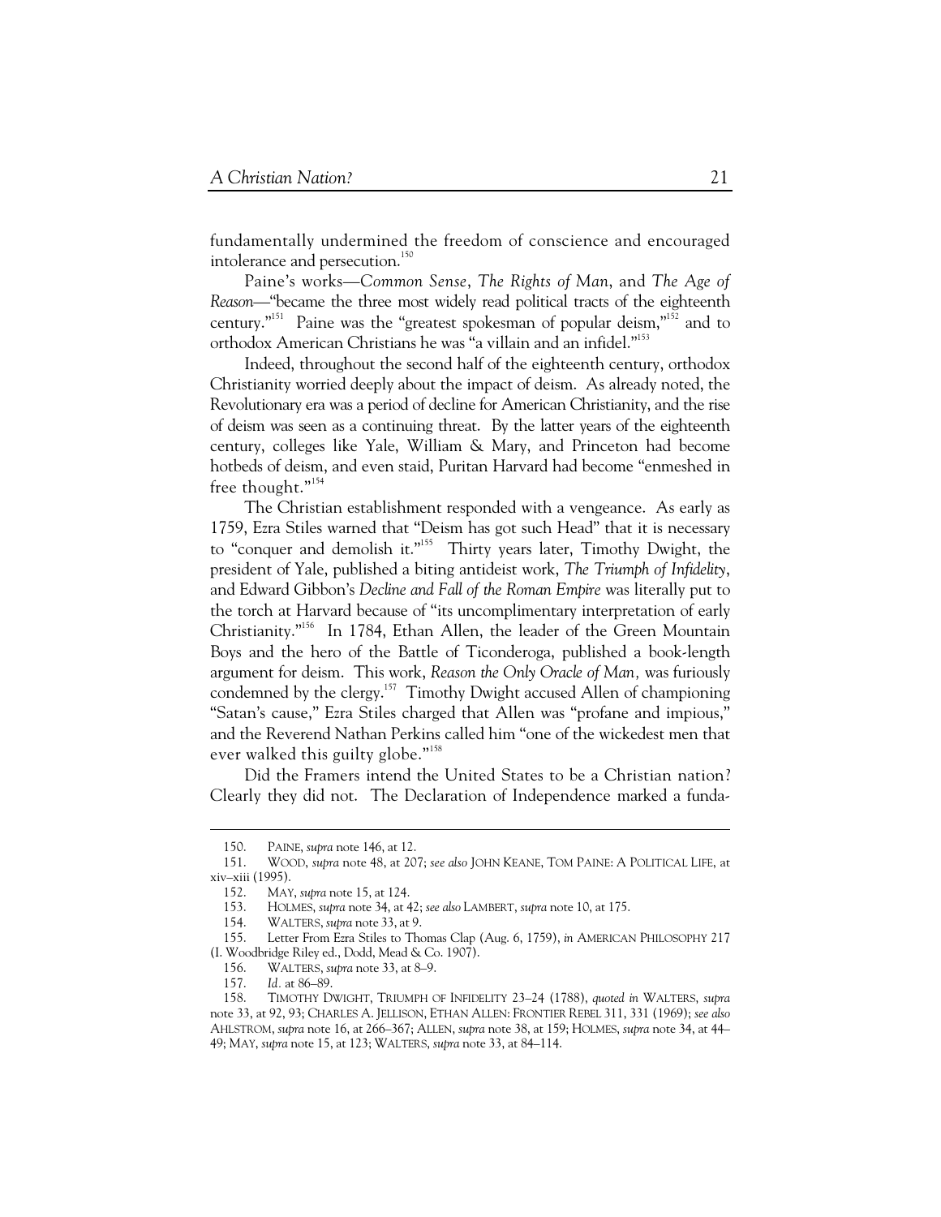fundamentally undermined the freedom of conscience and encouraged intolerance and persecution.[150]

Paine's works—*Common Sense*, *The Rights of Man*, and *The Age of Reason*—"became the three most widely read political tracts of the eighteenth century."[151] Paine was the "greatest spokesman of popular deism,"[152] and to orthodox American Christians he was "a villain and an infidel."[153]

Indeed, throughout the second half of the eighteenth century, orthodox Christianity worried deeply about the impact of deism. As already noted, the Revolutionary era was a period of decline for American Christianity, and the rise of deism was seen as a continuing threat. By the latter years of the eighteenth century, colleges like Yale, William & Mary, and Princeton had become hotbeds of deism, and even staid, Puritan Harvard had become "enmeshed in free thought."[154]

The Christian establishment responded with a vengeance. As early as 1759, Ezra Stiles warned that "Deism has got such Head" that it is necessary to "conquer and demolish it."[155] Thirty years later, Timothy Dwight, the president of Yale, published a biting antideist work, *The Triumph of Infidelity*, and Edward Gibbon's *Decline and Fall of the Roman Empire* was literally put to the torch at Harvard because of "its uncomplimentary interpretation of early Christianity."[156] In 1784, Ethan Allen, the leader of the Green Mountain Boys and the hero of the Battle of Ticonderoga, published a book-length argument for deism. This work, *Reason the Only Oracle of Man,* was furiously condemned by the clergy.[157] Timothy Dwight accused Allen of championing "Satan's cause," Ezra Stiles charged that Allen was "profane and impious," and the Reverend Nathan Perkins called him "one of the wickedest men that ever walked this guilty globe."[158]

Did the Framers intend the United States to be a Christian nation? Clearly they did not. The Declaration of Independence marked a funda-

---

150. PAINE, *supra* note 146, at 12.

151. WOOD, *supra* note 48, at 207; *see also* JOHN KEANE, TOM PAINE: A POLITICAL LIFE, at xiv–xiii (1995).

152. MAY, *supra* note 15, at 124.

153. HOLMES, *supra* note 34, at 42; *see also* LAMBERT, *supra* note 10, at 175.

154. WALTERS, *supra* note 33, at 9.

155. Letter From Ezra Stiles to Thomas Clap (Aug. 6, 1759), *in* AMERICAN PHILOSOPHY 217 (I. Woodbridge Riley ed., Dodd, Mead & Co. 1907).

156. WALTERS, *supra* note 33, at 8–9.

157. *Id.* at 86–89.

158. TIMOTHY DWIGHT, TRIUMPH OF INFIDELITY 23–24 (1788), *quoted in* WALTERS, *supra* note 33, at 92, 93; CHARLES A. JELLISON, ETHAN ALLEN: FRONTIER REBEL 311, 331 (1969); *see also* AHLSTROM, *supra* note 16, at 266–367; ALLEN, *supra* note 38, at 159; HOLMES, *supra* note 34, at 44–49; MAY, *supra* note 15, at 123; WALTERS, *supra* note 33, at 84–114.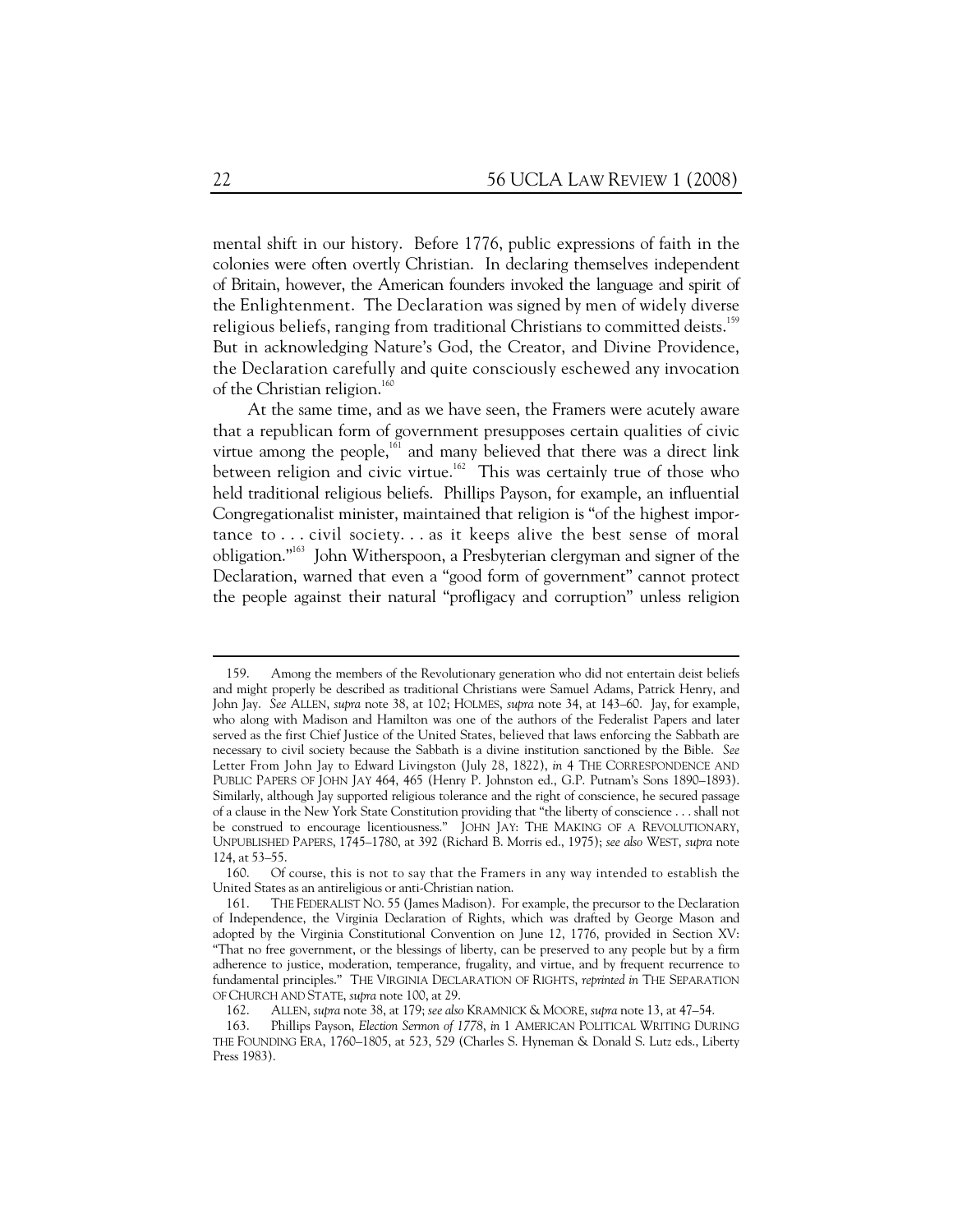mental shift in our history. Before 1776, public expressions of faith in the colonies were often overtly Christian. In declaring themselves independent of Britain, however, the American founders invoked the language and spirit of the Enlightenment. The Declaration was signed by men of widely diverse religious beliefs, ranging from traditional Christians to committed deists.[159] But in acknowledging Nature's God, the Creator, and Divine Providence, the Declaration carefully and quite consciously eschewed any invocation of the Christian religion.[160]

At the same time, and as we have seen, the Framers were acutely aware that a republican form of government presupposes certain qualities of civic virtue among the people,[161] and many believed that there was a direct link between religion and civic virtue.[162] This was certainly true of those who held traditional religious beliefs. Phillips Payson, for example, an influential Congregationalist minister, maintained that religion is "of the highest importance to . . . civil society. . . as it keeps alive the best sense of moral obligation."[163] John Witherspoon, a Presbyterian clergyman and signer of the Declaration, warned that even a "good form of government" cannot protect the people against their natural "profligacy and corruption" unless religion

---

159. Among the members of the Revolutionary generation who did not entertain deist beliefs and might properly be described as traditional Christians were Samuel Adams, Patrick Henry, and John Jay. *See* ALLEN, *supra* note 38, at 102; HOLMES, *supra* note 34, at 143–60. Jay, for example, who along with Madison and Hamilton was one of the authors of the Federalist Papers and later served as the first Chief Justice of the United States, believed that laws enforcing the Sabbath are necessary to civil society because the Sabbath is a divine institution sanctioned by the Bible. *See* Letter From John Jay to Edward Livingston (July 28, 1822), *in* 4 THE CORRESPONDENCE AND PUBLIC PAPERS OF JOHN JAY 464, 465 (Henry P. Johnston ed., G.P. Putnam's Sons 1890–1893). Similarly, although Jay supported religious tolerance and the right of conscience, he secured passage of a clause in the New York State Constitution providing that "the liberty of conscience . . . shall not be construed to encourage licentiousness." JOHN JAY: THE MAKING OF A REVOLUTIONARY, UNPUBLISHED PAPERS, 1745–1780, at 392 (Richard B. Morris ed., 1975); *see also* WEST, *supra* note 124, at 53–55.

160. Of course, this is not to say that the Framers in any way intended to establish the United States as an antireligious or anti-Christian nation.

161. THE FEDERALIST NO. 55 (James Madison). For example, the precursor to the Declaration of Independence, the Virginia Declaration of Rights, which was drafted by George Mason and adopted by the Virginia Constitutional Convention on June 12, 1776, provided in Section XV: "That no free government, or the blessings of liberty, can be preserved to any people but by a firm adherence to justice, moderation, temperance, frugality, and virtue, and by frequent recurrence to fundamental principles." THE VIRGINIA DECLARATION OF RIGHTS, *reprinted in* THE SEPARATION OF CHURCH AND STATE, *supra* note 100, at 29.

162. ALLEN, *supra* note 38, at 179; *see also* KRAMNICK & MOORE, *supra* note 13, at 47–54.

163. Phillips Payson, *Election Sermon of 1778*, *in* 1 AMERICAN POLITICAL WRITING DURING THE FOUNDING ERA, 1760–1805, at 523, 529 (Charles S. Hyneman & Donald S. Lutz eds., Liberty Press 1983).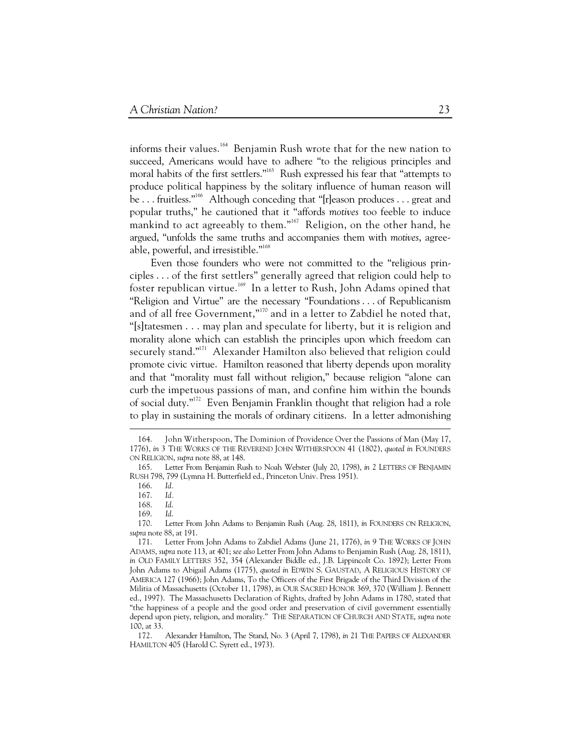informs their values.[164] Benjamin Rush wrote that for the new nation to succeed, Americans would have to adhere "to the religious principles and moral habits of the first settlers."[165] Rush expressed his fear that "attempts to produce political happiness by the solitary influence of human reason will be . . . fruitless."[166] Although conceding that "[r]eason produces . . . great and popular truths," he cautioned that it "affords *motives* too feeble to induce mankind to act agreeably to them."[167] Religion, on the other hand, he argued, "unfolds the same truths and accompanies them with *motives*, agreeable, powerful, and irresistible."[168]

Even those founders who were not committed to the "religious principles . . . of the first settlers" generally agreed that religion could help to foster republican virtue.[169] In a letter to Rush, John Adams opined that "Religion and Virtue" are the necessary "Foundations . . . of Republicanism and of all free Government,"[170] and in a letter to Zabdiel he noted that, "[s]tatesmen . . . may plan and speculate for liberty, but it is religion and morality alone which can establish the principles upon which freedom can securely stand."[171] Alexander Hamilton also believed that religion could promote civic virtue. Hamilton reasoned that liberty depends upon morality and that "morality must fall without religion," because religion "alone can curb the impetuous passions of man, and confine him within the bounds of social duty."[172] Even Benjamin Franklin thought that religion had a role to play in sustaining the morals of ordinary citizens. In a letter admonishing

---

164. John Witherspoon, The Dominion of Providence Over the Passions of Man (May 17, 1776), *in* 3 THE WORKS OF THE REVEREND JOHN WITHERSPOON 41 (1802), *quoted in* FOUNDERS ON RELIGION, *supra* note 88, at 148.

165. Letter From Benjamin Rush to Noah Webster (July 20, 1798), *in* 2 LETTERS OF BENJAMIN RUSH 798, 799 (Lymna H. Butterfield ed., Princeton Univ. Press 1951).

166. *Id.*

167. *Id.*

168. *Id.*

169. *Id.*

170. Letter From John Adams to Benjamin Rush (Aug. 28, 1811), *in* FOUNDERS ON RELIGION, *supra* note 88, at 191.

171. Letter From John Adams to Zabdiel Adams (June 21, 1776), *in* 9 THE WORKS OF JOHN ADAMS, *supra* note 113, at 401; *see also* Letter From John Adams to Benjamin Rush (Aug. 28, 1811), *in* OLD FAMILY LETTERS 352, 354 (Alexander Biddle ed., J.B. Lippincolt Co. 1892); Letter From John Adams to Abigail Adams (1775), *quoted in* EDWIN S. GAUSTAD, A RELIGIOUS HISTORY OF AMERICA 127 (1966); John Adams, To the Officers of the First Brigade of the Third Division of the Militia of Massachusetts (October 11, 1798), *in* OUR SACRED HONOR 369, 370 (William J. Bennett ed., 1997). The Massachusetts Declaration of Rights, drafted by John Adams in 1780, stated that "the happiness of a people and the good order and preservation of civil government essentially depend upon piety, religion, and morality." THE SEPARATION OF CHURCH AND STATE, *supra* note 100, at 33.

172. Alexander Hamilton, The Stand, No. 3 (April 7, 1798), *in* 21 THE PAPERS OF ALEXANDER HAMILTON 405 (Harold C. Syrett ed., 1973).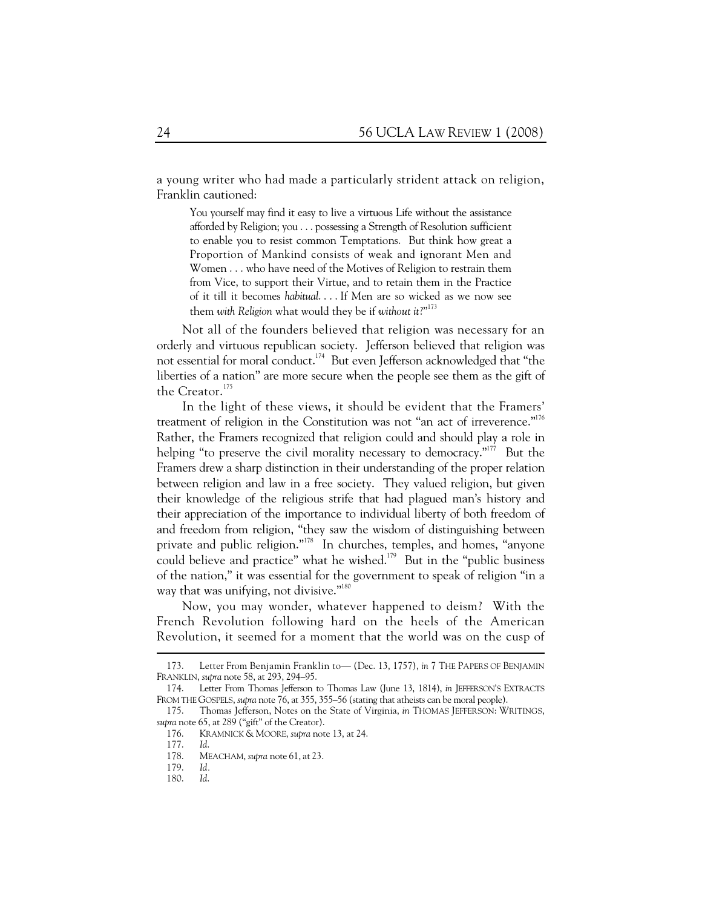a young writer who had made a particularly strident attack on religion, Franklin cautioned:

> You yourself may find it easy to live a virtuous Life without the assistance afforded by Religion; you . . . possessing a Strength of Resolution sufficient to enable you to resist common Temptations. But think how great a Proportion of Mankind consists of weak and ignorant Men and Women . . . who have need of the Motives of Religion to restrain them from Vice, to support their Virtue, and to retain them in the Practice of it till it becomes *habitual*. . . . If Men are so wicked as we now see them *with Religion* what would they be if *without it*?"[173]

Not all of the founders believed that religion was necessary for an orderly and virtuous republican society. Jefferson believed that religion was not essential for moral conduct.[174] But even Jefferson acknowledged that "the liberties of a nation" are more secure when the people see them as the gift of the Creator.[175]

In the light of these views, it should be evident that the Framers' treatment of religion in the Constitution was not "an act of irreverence."[176] Rather, the Framers recognized that religion could and should play a role in helping "to preserve the civil morality necessary to democracy."[177] But the Framers drew a sharp distinction in their understanding of the proper relation between religion and law in a free society. They valued religion, but given their knowledge of the religious strife that had plagued man's history and their appreciation of the importance to individual liberty of both freedom of and freedom from religion, "they saw the wisdom of distinguishing between private and public religion."[178] In churches, temples, and homes, "anyone could believe and practice" what he wished.[179] But in the "public business of the nation," it was essential for the government to speak of religion "in a way that was unifying, not divisive."[180]

Now, you may wonder, whatever happened to deism? With the French Revolution following hard on the heels of the American Revolution, it seemed for a moment that the world was on the cusp of

---

173. Letter From Benjamin Franklin to— (Dec. 13, 1757), *in* 7 THE PAPERS OF BENJAMIN FRANKLIN, *supra* note 58, at 293, 294–95.

174. Letter From Thomas Jefferson to Thomas Law (June 13, 1814), *in* JEFFERSON'S EXTRACTS FROM THE GOSPELS, *supra* note 76, at 355, 355–56 (stating that atheists can be moral people).

175. Thomas Jefferson, Notes on the State of Virginia, *in* THOMAS JEFFERSON: WRITINGS, *supra* note 65, at 289 ("gift" of the Creator).

176. KRAMNICK & MOORE, *supra* note 13, at 24.

177. *Id.*

178. MEACHAM, *supra* note 61, at 23.

179. *Id.*

180. *Id.*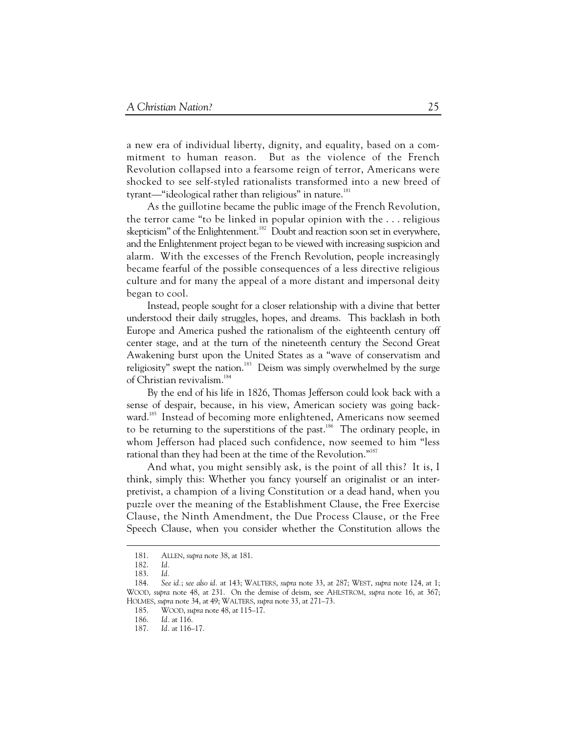a new era of individual liberty, dignity, and equality, based on a commitment to human reason. But as the violence of the French Revolution collapsed into a fearsome reign of terror, Americans were shocked to see self-styled rationalists transformed into a new breed of tyrant—"ideological rather than religious" in nature.[181]

As the guillotine became the public image of the French Revolution, the terror came "to be linked in popular opinion with the . . . religious skepticism" of the Enlightenment.[182] Doubt and reaction soon set in everywhere, and the Enlightenment project began to be viewed with increasing suspicion and alarm. With the excesses of the French Revolution, people increasingly became fearful of the possible consequences of a less directive religious culture and for many the appeal of a more distant and impersonal deity began to cool.

Instead, people sought for a closer relationship with a divine that better understood their daily struggles, hopes, and dreams. This backlash in both Europe and America pushed the rationalism of the eighteenth century off center stage, and at the turn of the nineteenth century the Second Great Awakening burst upon the United States as a "wave of conservatism and religiosity" swept the nation.[183] Deism was simply overwhelmed by the surge of Christian revivalism.[184]

By the end of his life in 1826, Thomas Jefferson could look back with a sense of despair, because, in his view, American society was going backward.[185] Instead of becoming more enlightened, Americans now seemed to be returning to the superstitions of the past.[186] The ordinary people, in whom Jefferson had placed such confidence, now seemed to him "less rational than they had been at the time of the Revolution."[187]

And what, you might sensibly ask, is the point of all this? It is, I think, simply this: Whether you fancy yourself an originalist or an interpretivist, a champion of a living Constitution or a dead hand, when you puzzle over the meaning of the Establishment Clause, the Free Exercise Clause, the Ninth Amendment, the Due Process Clause, or the Free Speech Clause, when you consider whether the Constitution allows the

---

181. ALLEN, *supra* note 38, at 181.

182. *Id.*

183. *Id.*

184. *See id.*; *see also id.* at 143; WALTERS, *supra* note 33, at 287; WEST, *supra* note 124, at 1; WOOD, *supra* note 48, at 231. On the demise of deism, see AHLSTROM, *supra* note 16, at 367; HOLMES, *supra* note 34, at 49; WALTERS, *supra* note 33, at 271–73.

185. WOOD, *supra* note 48, at 115–17.

186. *Id.* at 116.

187. *Id.* at 116–17.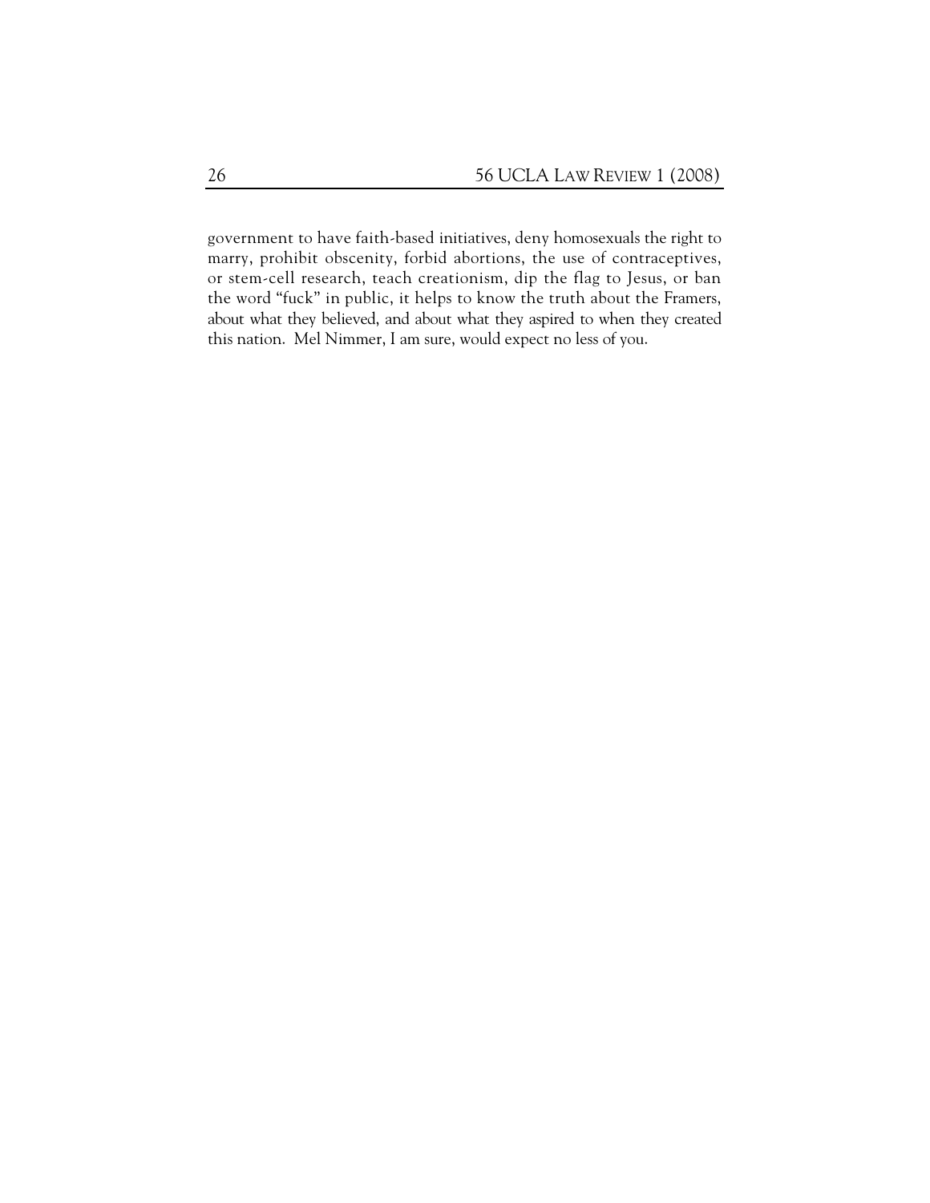government to have faith-based initiatives, deny homosexuals the right to marry, prohibit obscenity, forbid abortions, the use of contraceptives, or stem-cell research, teach creationism, dip the flag to Jesus, or ban the word "fuck" in public, it helps to know the truth about the Framers, about what they believed, and about what they aspired to when they created this nation. Mel Nimmer, I am sure, would expect no less of you.